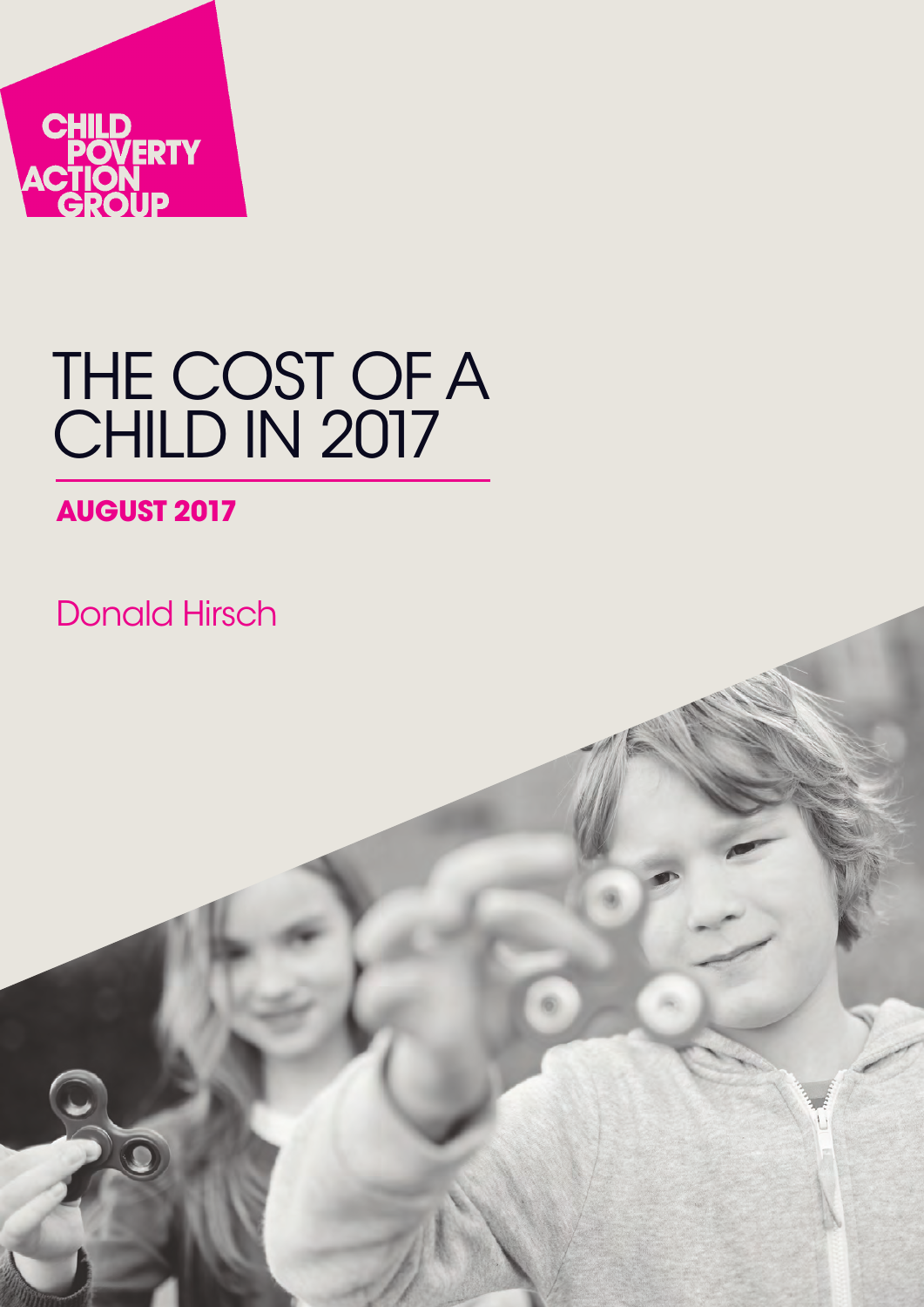CHILD POVERTY ACTION GROUP

# THE COST OF A CHILD IN 2017

**AUGUST 2017**

Donald Hirsch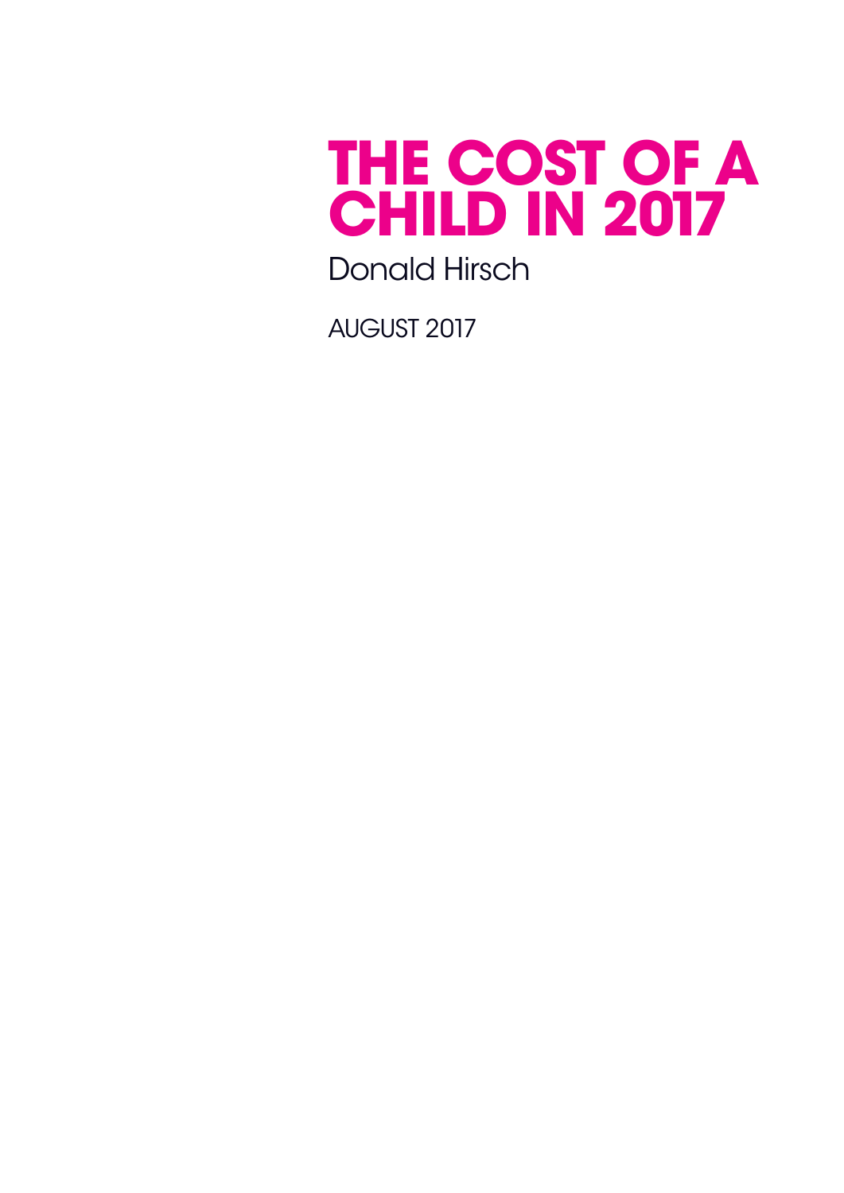# THE COST OF A CHILD IN 2017

Donald Hirsch

AUGUST 2017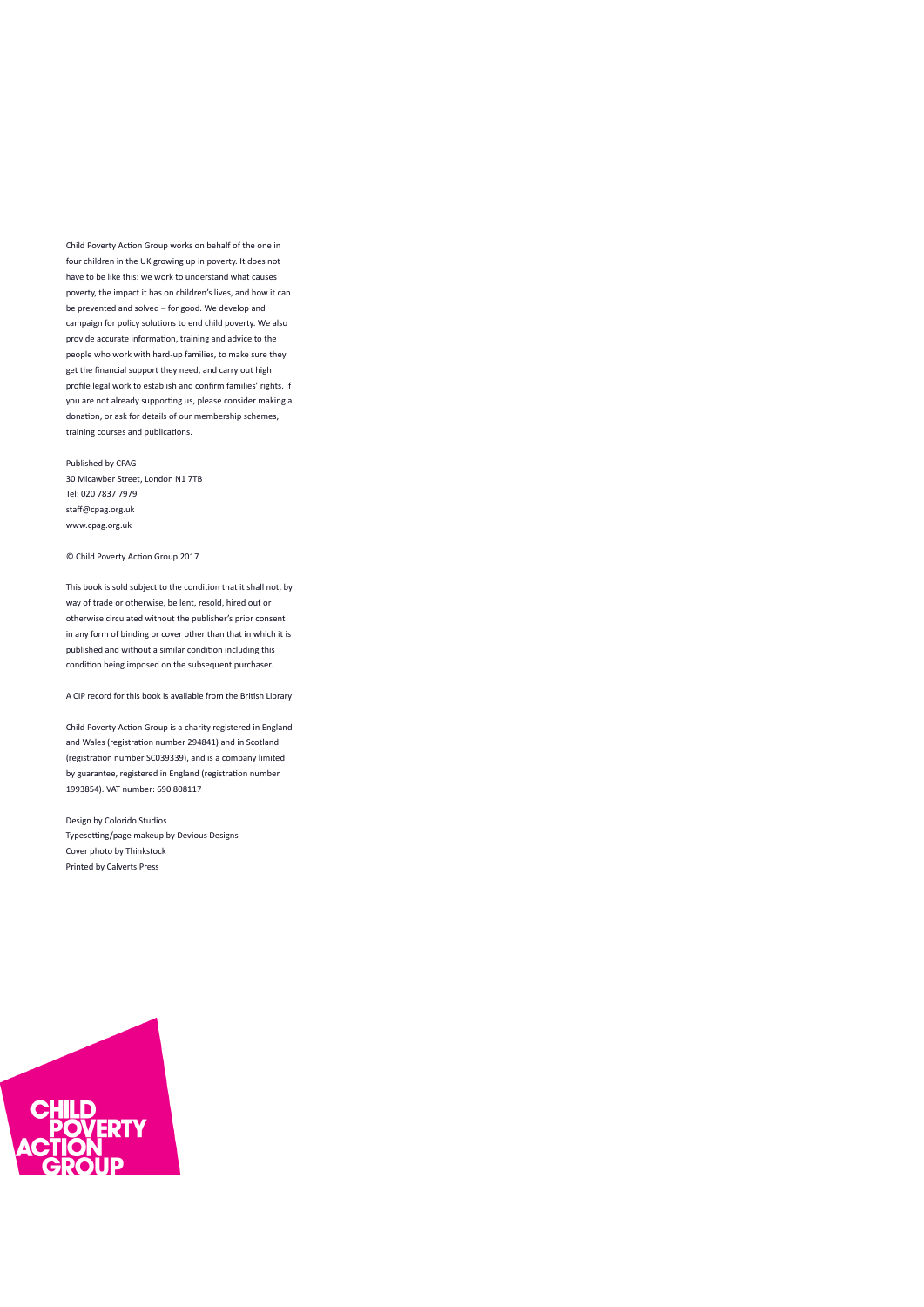Child Poverty Action Group works on behalf of the one in four children in the UK growing up in poverty. It does not have to be like this: we work to understand what causes poverty, the impact it has on children's lives, and how it can be prevented and solved – for good. We develop and campaign for policy solutions to end child poverty. We also provide accurate information, training and advice to the people who work with hard-up families, to make sure they get the financial support they need, and carry out high profile legal work to establish and confirm families' rights. If you are not already supporting us, please consider making a donation, or ask for details of our membership schemes, training courses and publications.

Published by CPAG
30 Micawber Street, London N1 7TB
Tel: 020 7837 7979
staff@cpag.org.uk
www.cpag.org.uk

© Child Poverty Action Group 2017

This book is sold subject to the condition that it shall not, by way of trade or otherwise, be lent, resold, hired out or otherwise circulated without the publisher's prior consent in any form of binding or cover other than that in which it is published and without a similar condition including this condition being imposed on the subsequent purchaser.

A CIP record for this book is available from the British Library

Child Poverty Action Group is a charity registered in England and Wales (registration number 294841) and in Scotland (registration number SC039339), and is a company limited by guarantee, registered in England (registration number 1993854). VAT number: 690 808117

Design by Colorido Studios
Typesetting/page makeup by Devious Designs
Cover photo by Thinkstock
Printed by Calverts Press

CHILD POVERTY ACTION GROUP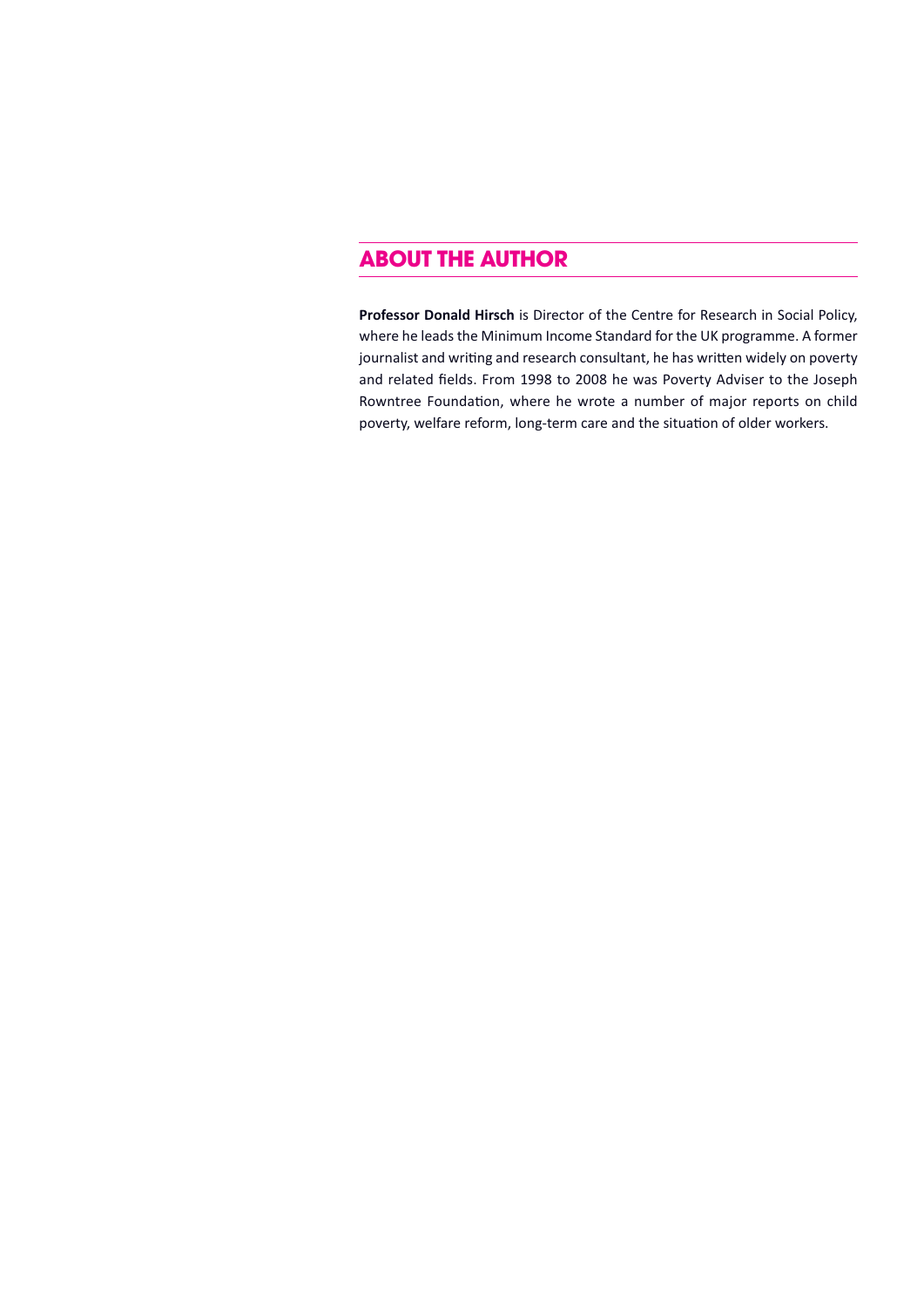## ABOUT THE AUTHOR

**Professor Donald Hirsch** is Director of the Centre for Research in Social Policy, where he leads the Minimum Income Standard for the UK programme. A former journalist and writing and research consultant, he has written widely on poverty and related fields. From 1998 to 2008 he was Poverty Adviser to the Joseph Rowntree Foundation, where he wrote a number of major reports on child poverty, welfare reform, long-term care and the situation of older workers.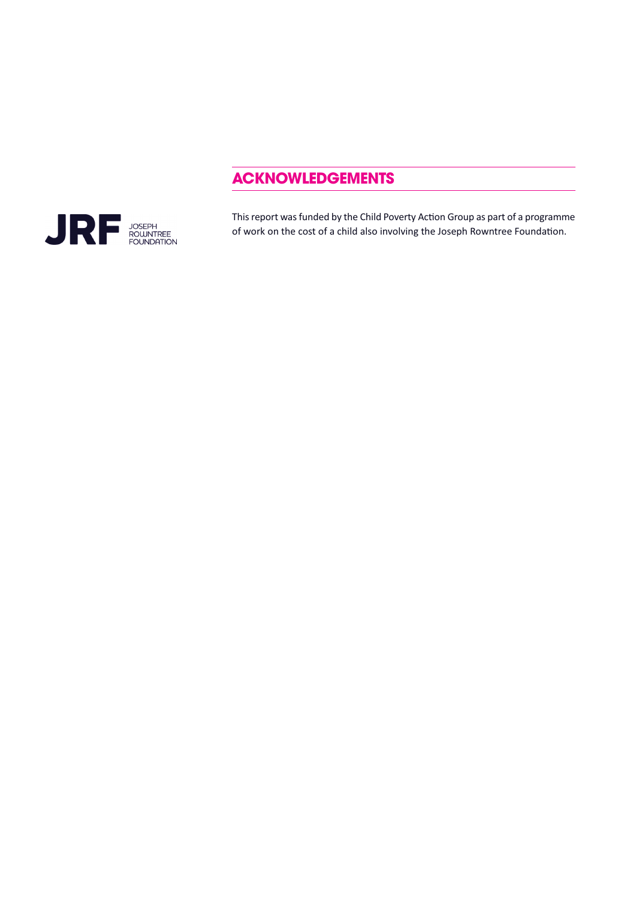## ACKNOWLEDGEMENTS

This report was funded by the Child Poverty Action Group as part of a programme of work on the cost of a child also involving the Joseph Rowntree Foundation.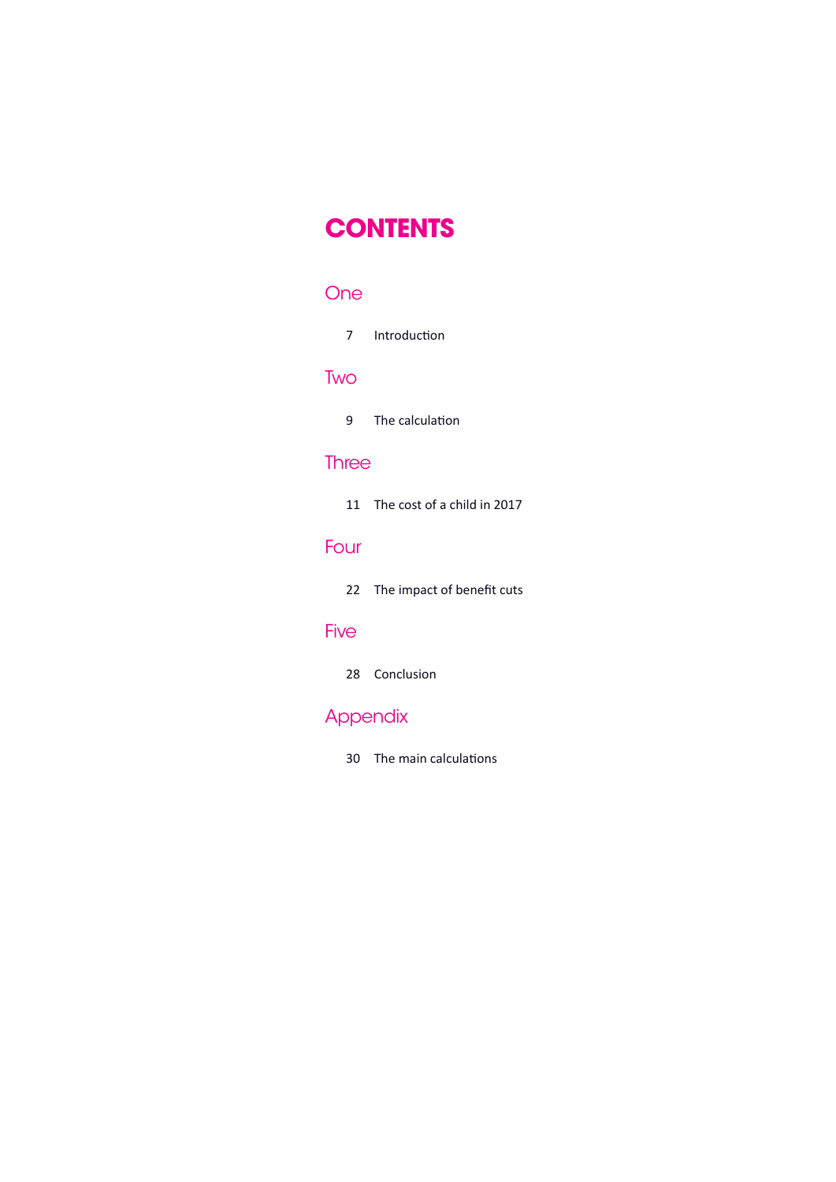# CONTENTS

## One

7 Introduction

## Two

9 The calculation

## Three

11 The cost of a child in 2017

## Four

22 The impact of benefit cuts

## Five

28 Conclusion

## Appendix

30 The main calculations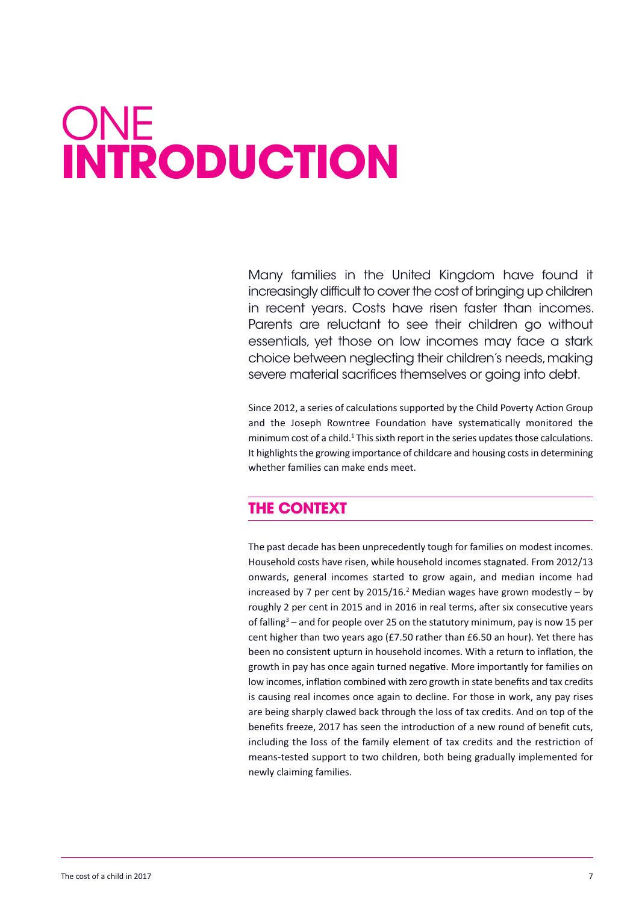# ONE
# INTRODUCTION

Many families in the United Kingdom have found it increasingly difficult to cover the cost of bringing up children in recent years. Costs have risen faster than incomes. Parents are reluctant to see their children go without essentials, yet those on low incomes may face a stark choice between neglecting their children's needs, making severe material sacrifices themselves or going into debt.

Since 2012, a series of calculations supported by the Child Poverty Action Group and the Joseph Rowntree Foundation have systematically monitored the minimum cost of a child.[1] This sixth report in the series updates those calculations. It highlights the growing importance of childcare and housing costs in determining whether families can make ends meet.

## THE CONTEXT

The past decade has been unprecedently tough for families on modest incomes. Household costs have risen, while household incomes stagnated. From 2012/13 onwards, general incomes started to grow again, and median income had increased by 7 per cent by 2015/16.[2] Median wages have grown modestly – by roughly 2 per cent in 2015 and in 2016 in real terms, after six consecutive years of falling[3] – and for people over 25 on the statutory minimum, pay is now 15 per cent higher than two years ago (£7.50 rather than £6.50 an hour). Yet there has been no consistent upturn in household incomes. With a return to inflation, the growth in pay has once again turned negative. More importantly for families on low incomes, inflation combined with zero growth in state benefits and tax credits is causing real incomes once again to decline. For those in work, any pay rises are being sharply clawed back through the loss of tax credits. And on top of the benefits freeze, 2017 has seen the introduction of a new round of benefit cuts, including the loss of the family element of tax credits and the restriction of means-tested support to two children, both being gradually implemented for newly claiming families.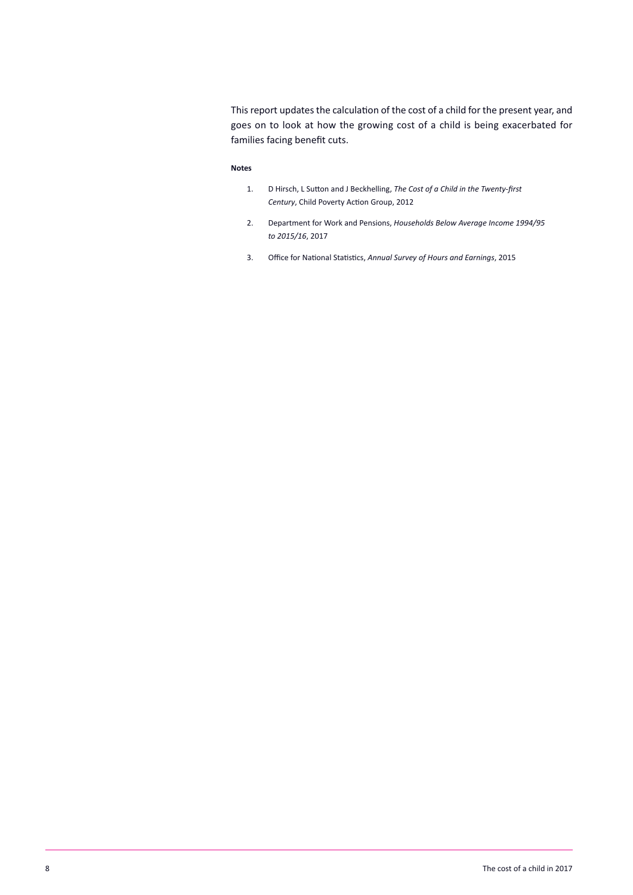This report updates the calculation of the cost of a child for the present year, and goes on to look at how the growing cost of a child is being exacerbated for families facing benefit cuts.

**Notes**

1. D Hirsch, L Sutton and J Beckhelling, *The Cost of a Child in the Twenty-first Century*, Child Poverty Action Group, 2012
2. Department for Work and Pensions, *Households Below Average Income 1994/95 to 2015/16*, 2017
3. Office for National Statistics, *Annual Survey of Hours and Earnings*, 2015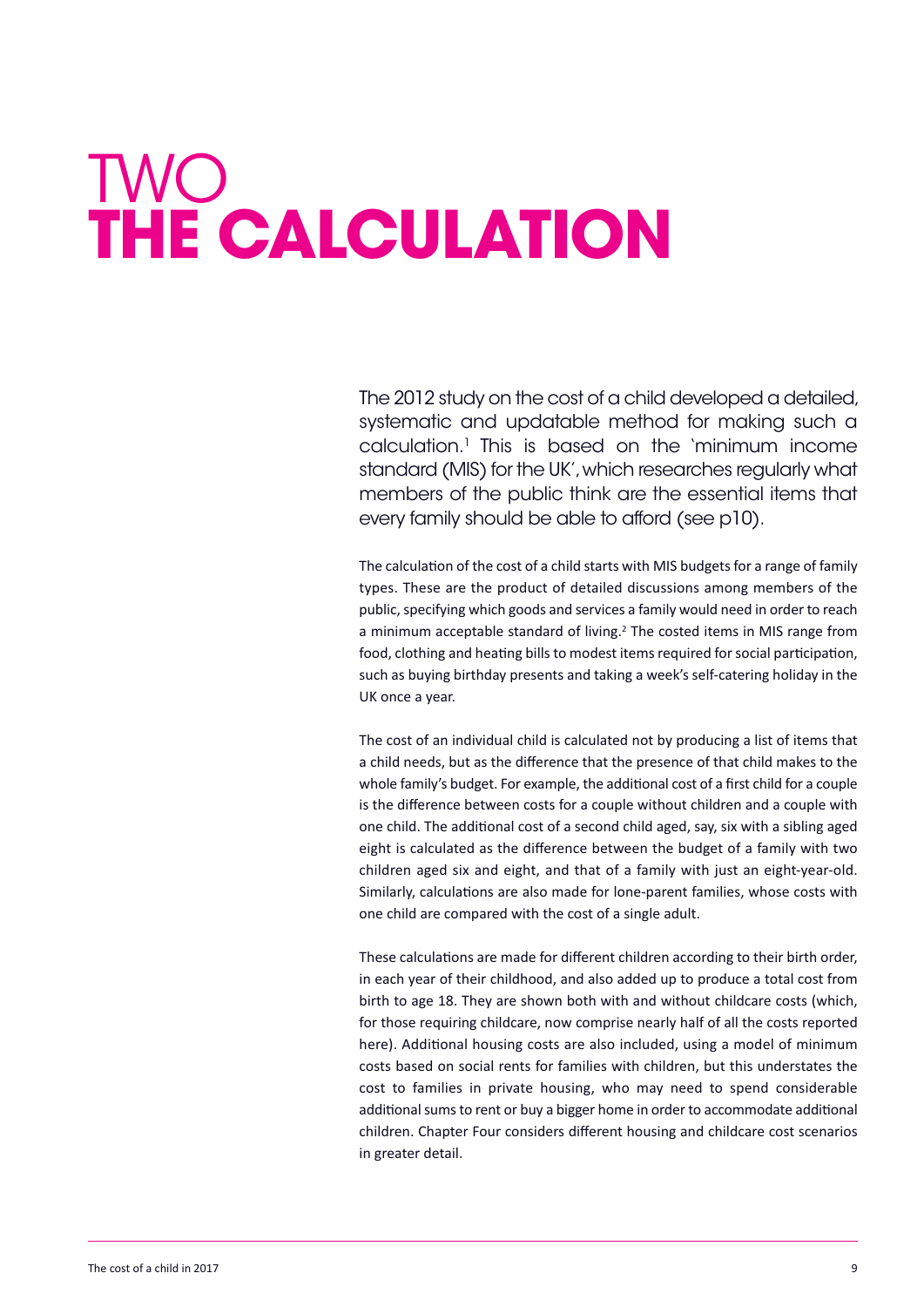# TWO
# THE CALCULATION

The 2012 study on the cost of a child developed a detailed, systematic and updatable method for making such a calculation.[1] This is based on the 'minimum income standard (MIS) for the UK', which researches regularly what members of the public think are the essential items that every family should be able to afford (see p10).

The calculation of the cost of a child starts with MIS budgets for a range of family types. These are the product of detailed discussions among members of the public, specifying which goods and services a family would need in order to reach a minimum acceptable standard of living.[2] The costed items in MIS range from food, clothing and heating bills to modest items required for social participation, such as buying birthday presents and taking a week's self-catering holiday in the UK once a year.

The cost of an individual child is calculated not by producing a list of items that a child needs, but as the difference that the presence of that child makes to the whole family's budget. For example, the additional cost of a first child for a couple is the difference between costs for a couple without children and a couple with one child. The additional cost of a second child aged, say, six with a sibling aged eight is calculated as the difference between the budget of a family with two children aged six and eight, and that of a family with just an eight-year-old. Similarly, calculations are also made for lone-parent families, whose costs with one child are compared with the cost of a single adult.

These calculations are made for different children according to their birth order, in each year of their childhood, and also added up to produce a total cost from birth to age 18. They are shown both with and without childcare costs (which, for those requiring childcare, now comprise nearly half of all the costs reported here). Additional housing costs are also included, using a model of minimum costs based on social rents for families with children, but this understates the cost to families in private housing, who may need to spend considerable additional sums to rent or buy a bigger home in order to accommodate additional children. Chapter Four considers different housing and childcare cost scenarios in greater detail.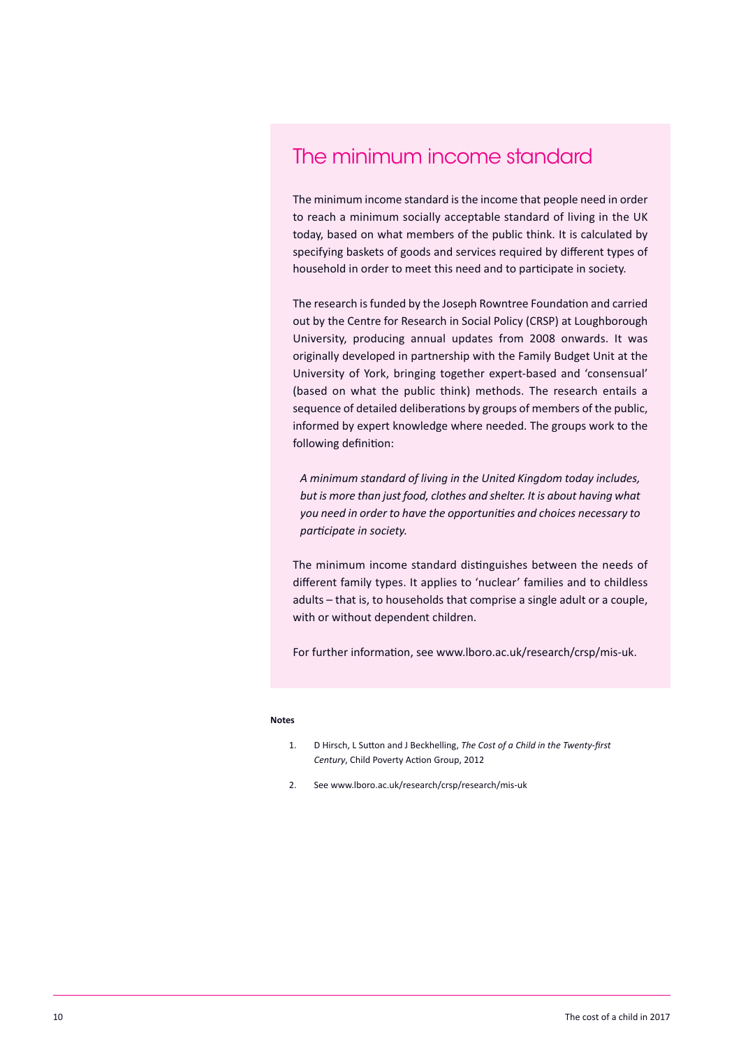## The minimum income standard

The minimum income standard is the income that people need in order to reach a minimum socially acceptable standard of living in the UK today, based on what members of the public think. It is calculated by specifying baskets of goods and services required by different types of household in order to meet this need and to participate in society.

The research is funded by the Joseph Rowntree Foundation and carried out by the Centre for Research in Social Policy (CRSP) at Loughborough University, producing annual updates from 2008 onwards. It was originally developed in partnership with the Family Budget Unit at the University of York, bringing together expert-based and 'consensual' (based on what the public think) methods. The research entails a sequence of detailed deliberations by groups of members of the public, informed by expert knowledge where needed. The groups work to the following definition:

> *A minimum standard of living in the United Kingdom today includes, but is more than just food, clothes and shelter. It is about having what you need in order to have the opportunities and choices necessary to participate in society.*

The minimum income standard distinguishes between the needs of different family types. It applies to 'nuclear' families and to childless adults – that is, to households that comprise a single adult or a couple, with or without dependent children.

For further information, see www.lboro.ac.uk/research/crsp/mis-uk.

**Notes**

1. D Hirsch, L Sutton and J Beckhelling, *The Cost of a Child in the Twenty-first Century*, Child Poverty Action Group, 2012
2. See www.lboro.ac.uk/research/crsp/research/mis-uk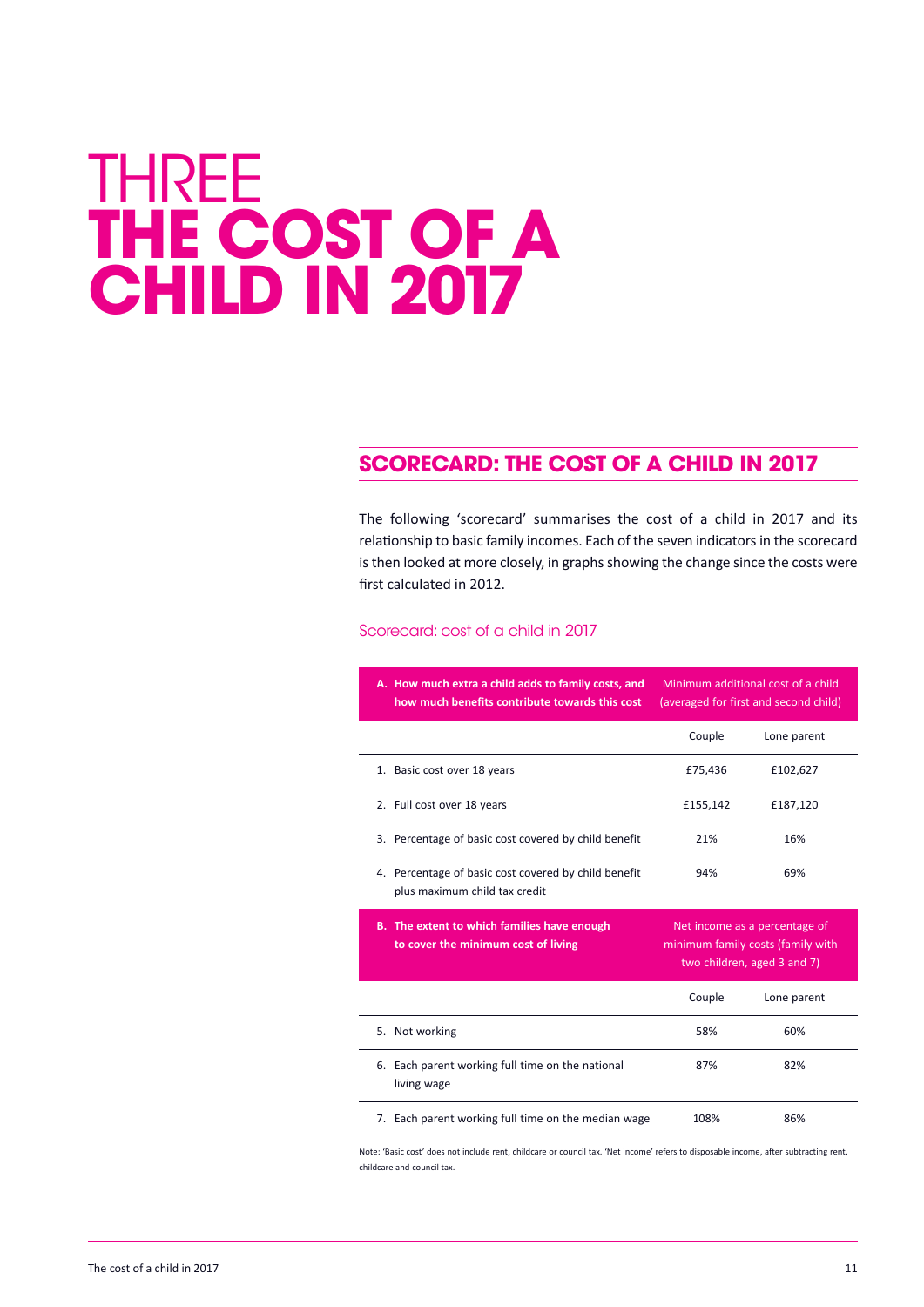# THREE THE COST OF A CHILD IN 2017

## SCORECARD: THE COST OF A CHILD IN 2017

The following 'scorecard' summarises the cost of a child in 2017 and its relationship to basic family incomes. Each of the seven indicators in the scorecard is then looked at more closely, in graphs showing the change since the costs were first calculated in 2012.

### Scorecard: cost of a child in 2017

| **A. How much extra a child adds to family costs, and how much benefits contribute towards this cost** | Minimum additional cost of a child (averaged for first and second child) | |
|---|---|---|
| | Couple | Lone parent |
| 1. Basic cost over 18 years | £75,436 | £102,627 |
| 2. Full cost over 18 years | £155,142 | £187,120 |
| 3. Percentage of basic cost covered by child benefit | 21% | 16% |
| 4. Percentage of basic cost covered by child benefit plus maximum child tax credit | 94% | 69% |
| **B. The extent to which families have enough to cover the minimum cost of living** | Net income as a percentage of minimum family costs (family with two children, aged 3 and 7) | |
| | Couple | Lone parent |
| 5. Not working | 58% | 60% |
| 6. Each parent working full time on the national living wage | 87% | 82% |
| 7. Each parent working full time on the median wage | 108% | 86% |

Note: 'Basic cost' does not include rent, childcare or council tax. 'Net income' refers to disposable income, after subtracting rent, childcare and council tax.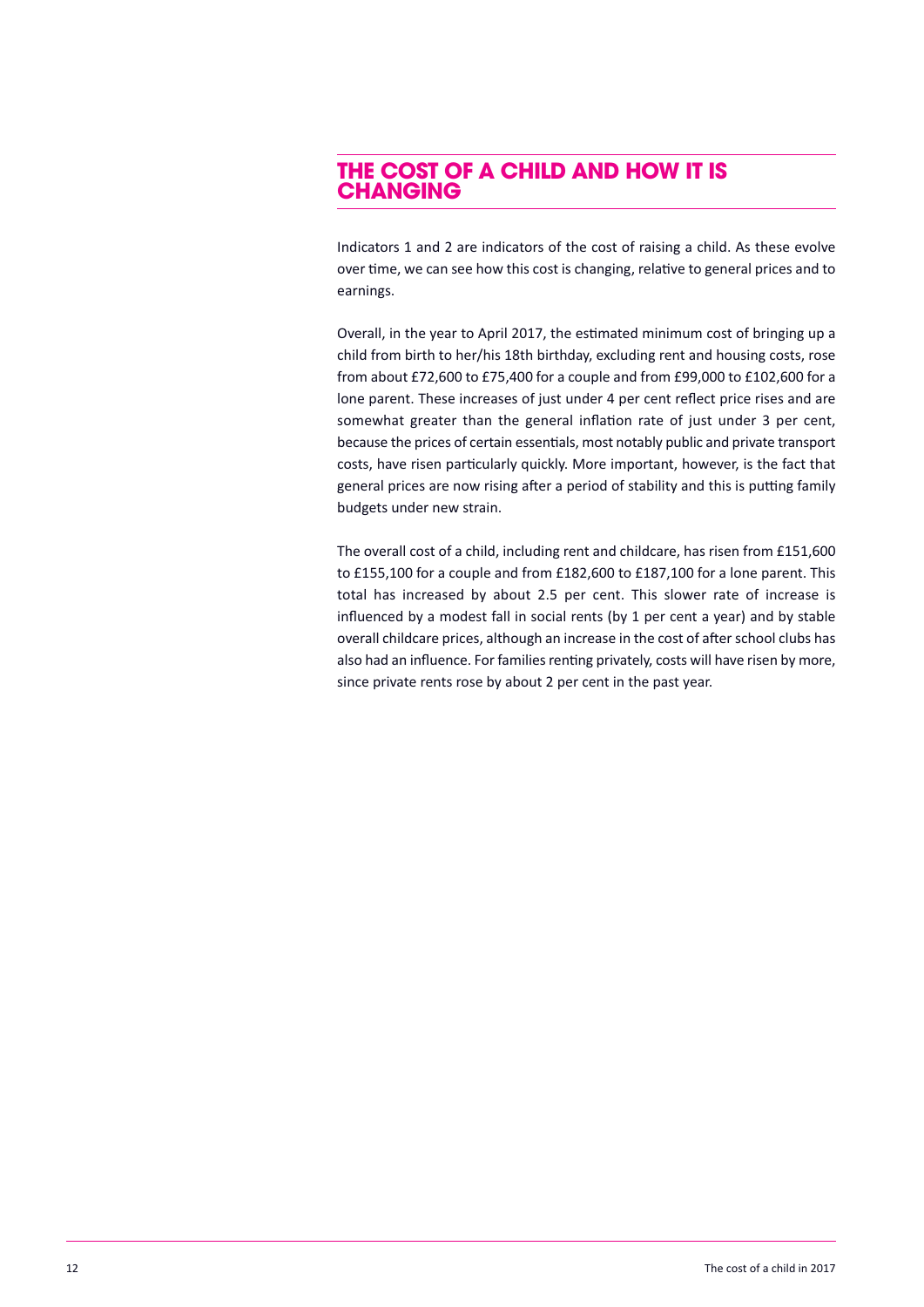## THE COST OF A CHILD AND HOW IT IS CHANGING

Indicators 1 and 2 are indicators of the cost of raising a child. As these evolve over time, we can see how this cost is changing, relative to general prices and to earnings.

Overall, in the year to April 2017, the estimated minimum cost of bringing up a child from birth to her/his 18th birthday, excluding rent and housing costs, rose from about £72,600 to £75,400 for a couple and from £99,000 to £102,600 for a lone parent. These increases of just under 4 per cent reflect price rises and are somewhat greater than the general inflation rate of just under 3 per cent, because the prices of certain essentials, most notably public and private transport costs, have risen particularly quickly. More important, however, is the fact that general prices are now rising after a period of stability and this is putting family budgets under new strain.

The overall cost of a child, including rent and childcare, has risen from £151,600 to £155,100 for a couple and from £182,600 to £187,100 for a lone parent. This total has increased by about 2.5 per cent. This slower rate of increase is influenced by a modest fall in social rents (by 1 per cent a year) and by stable overall childcare prices, although an increase in the cost of after school clubs has also had an influence. For families renting privately, costs will have risen by more, since private rents rose by about 2 per cent in the past year.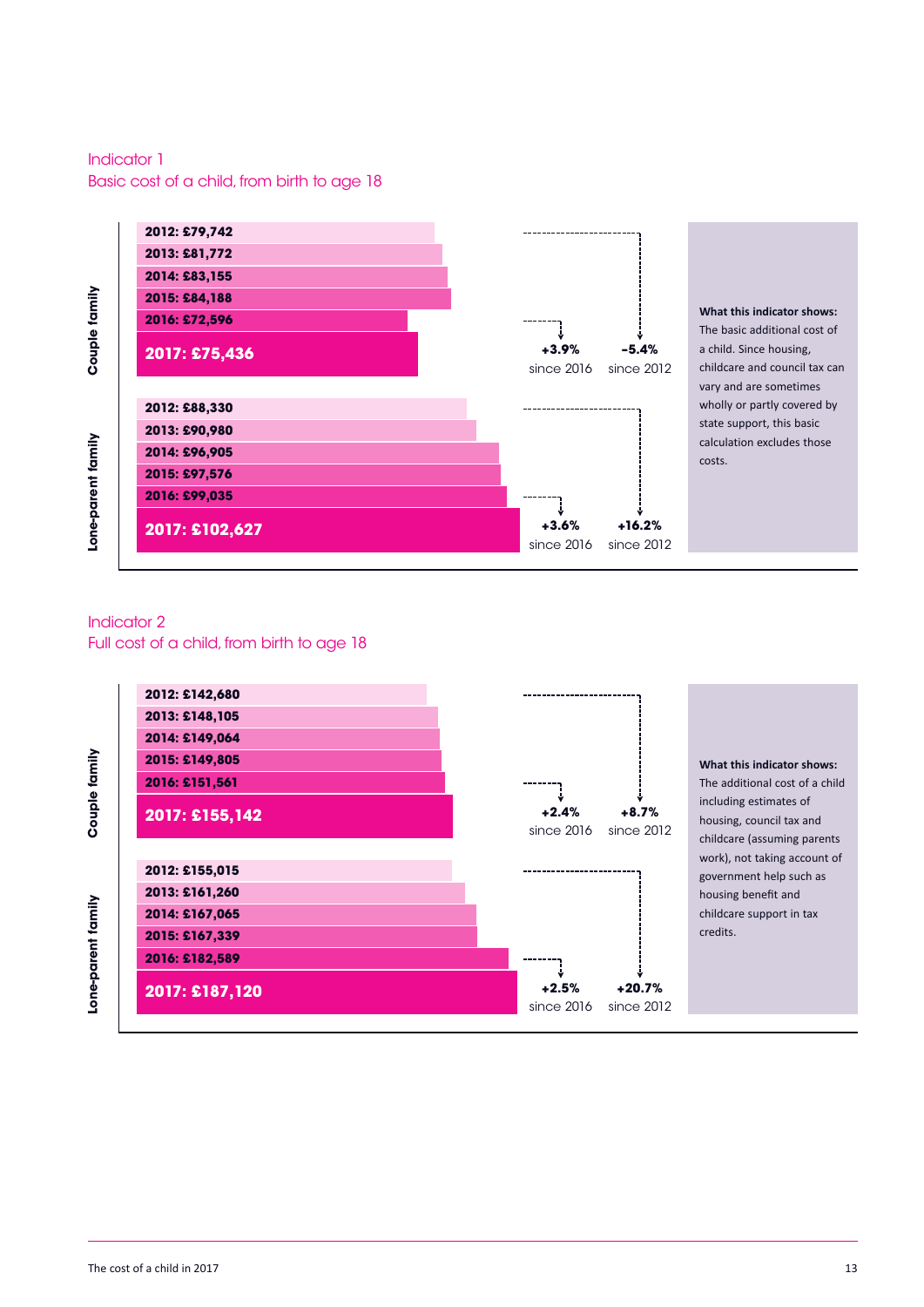## Indicator 1
## Basic cost of a child, from birth to age 18

| | Year | Cost |
|---|---|---|
| Couple family | 2012 | £79,742 |
| | 2013 | £81,772 |
| | 2014 | £83,155 |
| | 2015 | £84,188 |
| | 2016 | £72,596 |
| | **2017** | **£75,436** |
| Lone-parent family | 2012 | £88,330 |
| | 2013 | £90,980 |
| | 2014 | £96,905 |
| | 2015 | £97,576 |
| | 2016 | £99,035 |
| | **2017** | **£102,627** |

Couple family: **+3.9%** since 2016; **-5.4%** since 2012

Lone-parent family: **+3.6%** since 2016; **+16.2%** since 2012

**What this indicator shows:**
The basic additional cost of a child. Since housing, childcare and council tax can vary and are sometimes wholly or partly covered by state support, this basic calculation excludes those costs.

## Indicator 2
## Full cost of a child, from birth to age 18

| | Year | Cost |
|---|---|---|
| Couple family | 2012 | £142,680 |
| | 2013 | £148,105 |
| | 2014 | £149,064 |
| | 2015 | £149,805 |
| | 2016 | £151,561 |
| | **2017** | **£155,142** |
| Lone-parent family | 2012 | £155,015 |
| | 2013 | £161,260 |
| | 2014 | £167,065 |
| | 2015 | £167,339 |
| | 2016 | £182,589 |
| | **2017** | **£187,120** |

Couple family: **+2.4%** since 2016; **+8.7%** since 2012

Lone-parent family: **+2.5%** since 2016; **+20.7%** since 2012

**What this indicator shows:**
The additional cost of a child including estimates of housing, council tax and childcare (assuming parents work), not taking account of government help such as housing benefit and childcare support in tax credits.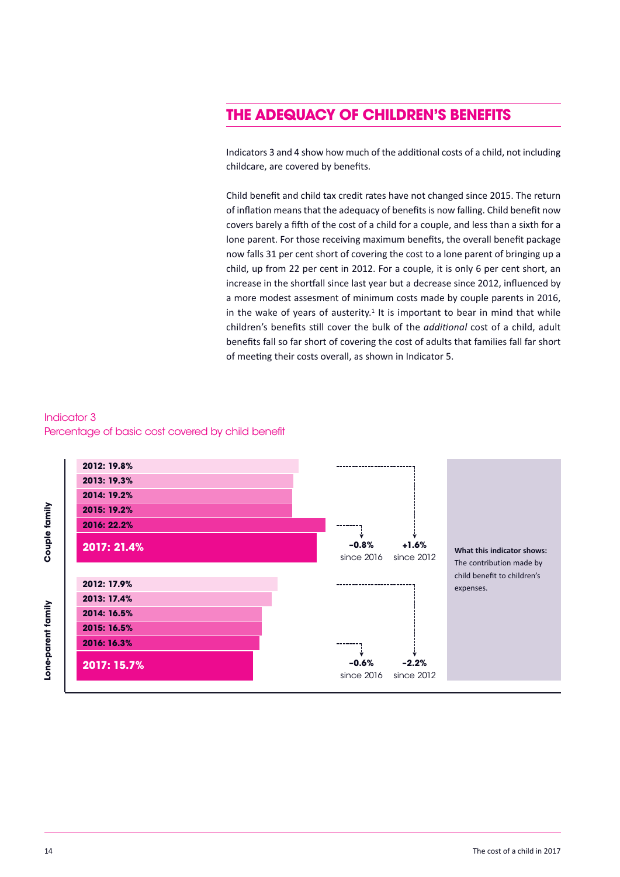## THE ADEQUACY OF CHILDREN'S BENEFITS

Indicators 3 and 4 show how much of the additional costs of a child, not including childcare, are covered by benefits.

Child benefit and child tax credit rates have not changed since 2015. The return of inflation means that the adequacy of benefits is now falling. Child benefit now covers barely a fifth of the cost of a child for a couple, and less than a sixth for a lone parent. For those receiving maximum benefits, the overall benefit package now falls 31 per cent short of covering the cost to a lone parent of bringing up a child, up from 22 per cent in 2012. For a couple, it is only 6 per cent short, an increase in the shortfall since last year but a decrease since 2012, influenced by a more modest assesment of minimum costs made by couple parents in 2016, in the wake of years of austerity.[1] It is important to bear in mind that while children's benefits still cover the bulk of the *additional* cost of a child, adult benefits fall so far short of covering the cost of adults that families fall far short of meeting their costs overall, as shown in Indicator 5.

Indicator 3
Percentage of basic cost covered by child benefit

| Year | Couple family | Lone-parent family |
|---|---|---|
| 2012 | 19.8% | 17.9% |
| 2013 | 19.3% | 17.4% |
| 2014 | 19.2% | 16.5% |
| 2015 | 19.2% | 16.5% |
| 2016 | 22.2% | 16.3% |
| **2017** | **21.4%** | **15.7%** |
| Change since 2016 | -0.8% | -0.6% |
| Change since 2012 | +1.6% | -2.2% |

**What this indicator shows:** The contribution made by child benefit to children's expenses.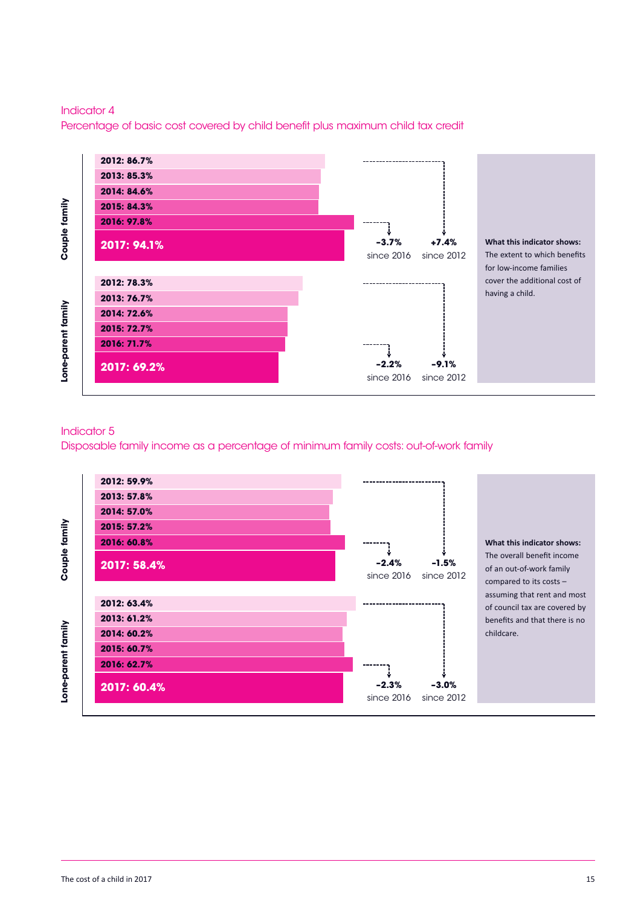## Indicator 4

Percentage of basic cost covered by child benefit plus maximum child tax credit

**Couple family**

| Year | Percentage |
|---|---|
| 2012 | 86.7% |
| 2013 | 85.3% |
| 2014 | 84.6% |
| 2015 | 84.3% |
| 2016 | 97.8% |
| **2017** | **94.1%** |

**-3.7%** since 2016 **+7.4%** since 2012

**Lone-parent family**

| Year | Percentage |
|---|---|
| 2012 | 78.3% |
| 2013 | 76.7% |
| 2014 | 72.6% |
| 2015 | 72.7% |
| 2016 | 71.7% |
| **2017** | **69.2%** |

**-2.2%** since 2016 **-9.1%** since 2012

**What this indicator shows:** The extent to which benefits for low-income families cover the additional cost of having a child.

## Indicator 5

Disposable family income as a percentage of minimum family costs: out-of-work family

**Couple family**

| Year | Percentage |
|---|---|
| 2012 | 59.9% |
| 2013 | 57.8% |
| 2014 | 57.0% |
| 2015 | 57.2% |
| 2016 | 60.8% |
| **2017** | **58.4%** |

**-2.4%** since 2016 **-1.5%** since 2012

**Lone-parent family**

| Year | Percentage |
|---|---|
| 2012 | 63.4% |
| 2013 | 61.2% |
| 2014 | 60.2% |
| 2015 | 60.7% |
| 2016 | 62.7% |
| **2017** | **60.4%** |

**-2.3%** since 2016 **-3.0%** since 2012

**What this indicator shows:** The overall benefit income of an out-of-work family compared to its costs – assuming that rent and most of council tax are covered by benefits and that there is no childcare.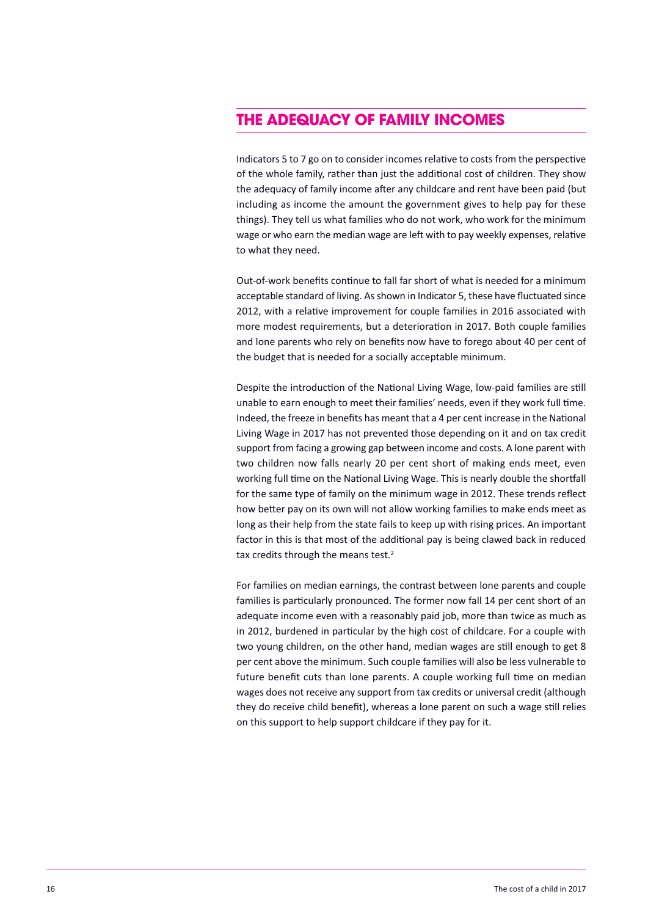## THE ADEQUACY OF FAMILY INCOMES

Indicators 5 to 7 go on to consider incomes relative to costs from the perspective of the whole family, rather than just the additional cost of children. They show the adequacy of family income after any childcare and rent have been paid (but including as income the amount the government gives to help pay for these things). They tell us what families who do not work, who work for the minimum wage or who earn the median wage are left with to pay weekly expenses, relative to what they need.

Out-of-work benefits continue to fall far short of what is needed for a minimum acceptable standard of living. As shown in Indicator 5, these have fluctuated since 2012, with a relative improvement for couple families in 2016 associated with more modest requirements, but a deterioration in 2017. Both couple families and lone parents who rely on benefits now have to forego about 40 per cent of the budget that is needed for a socially acceptable minimum.

Despite the introduction of the National Living Wage, low-paid families are still unable to earn enough to meet their families' needs, even if they work full time. Indeed, the freeze in benefits has meant that a 4 per cent increase in the National Living Wage in 2017 has not prevented those depending on it and on tax credit support from facing a growing gap between income and costs. A lone parent with two children now falls nearly 20 per cent short of making ends meet, even working full time on the National Living Wage. This is nearly double the shortfall for the same type of family on the minimum wage in 2012. These trends reflect how better pay on its own will not allow working families to make ends meet as long as their help from the state fails to keep up with rising prices. An important factor in this is that most of the additional pay is being clawed back in reduced tax credits through the means test.[2]

For families on median earnings, the contrast between lone parents and couple families is particularly pronounced. The former now fall 14 per cent short of an adequate income even with a reasonably paid job, more than twice as much as in 2012, burdened in particular by the high cost of childcare. For a couple with two young children, on the other hand, median wages are still enough to get 8 per cent above the minimum. Such couple families will also be less vulnerable to future benefit cuts than lone parents. A couple working full time on median wages does not receive any support from tax credits or universal credit (although they do receive child benefit), whereas a lone parent on such a wage still relies on this support to help support childcare if they pay for it.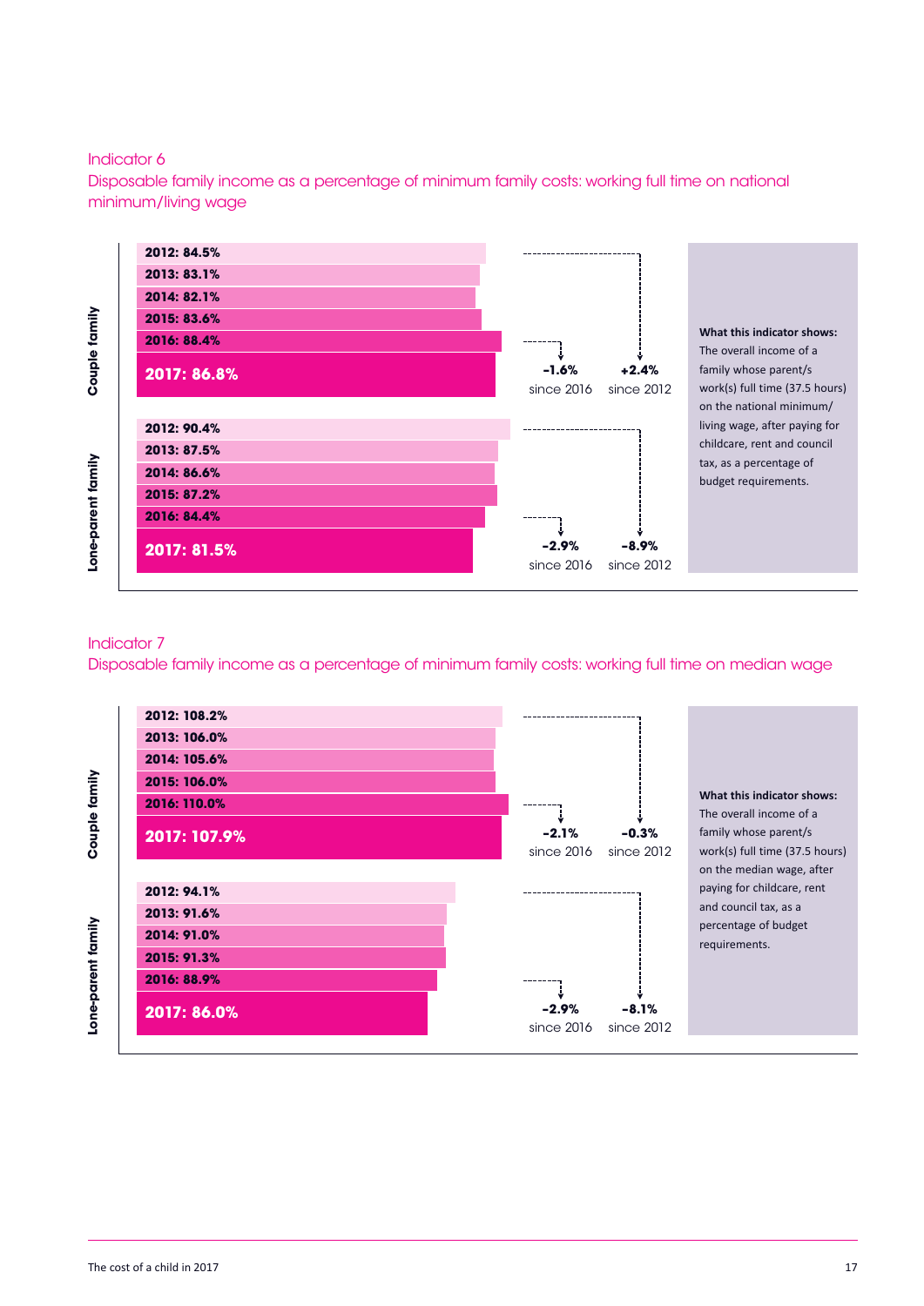## Indicator 6

### Disposable family income as a percentage of minimum family costs: working full time on national minimum/living wage

**Couple family**

| Year | Value |
|---|---|
| 2012 | 84.5% |
| 2013 | 83.1% |
| 2014 | 82.1% |
| 2015 | 83.6% |
| 2016 | 88.4% |
| **2017** | **86.8%** |

**-1.6%** since 2016 **+2.4%** since 2012

**Lone-parent family**

| Year | Value |
|---|---|
| 2012 | 90.4% |
| 2013 | 87.5% |
| 2014 | 86.6% |
| 2015 | 87.2% |
| 2016 | 84.4% |
| **2017** | **81.5%** |

**-2.9%** since 2016 **-8.9%** since 2012

**What this indicator shows:**
The overall income of a family whose parent/s work(s) full time (37.5 hours) on the national minimum/living wage, after paying for childcare, rent and council tax, as a percentage of budget requirements.

## Indicator 7

### Disposable family income as a percentage of minimum family costs: working full time on median wage

**Couple family**

| Year | Value |
|---|---|
| 2012 | 108.2% |
| 2013 | 106.0% |
| 2014 | 105.6% |
| 2015 | 106.0% |
| 2016 | 110.0% |
| **2017** | **107.9%** |

**-2.1%** since 2016 **-0.3%** since 2012

**Lone-parent family**

| Year | Value |
|---|---|
| 2012 | 94.1% |
| 2013 | 91.6% |
| 2014 | 91.0% |
| 2015 | 91.3% |
| 2016 | 88.9% |
| **2017** | **86.0%** |

**-2.9%** since 2016 **-8.1%** since 2012

**What this indicator shows:**
The overall income of a family whose parent/s work(s) full time (37.5 hours) on the median wage, after paying for childcare, rent and council tax, as a percentage of budget requirements.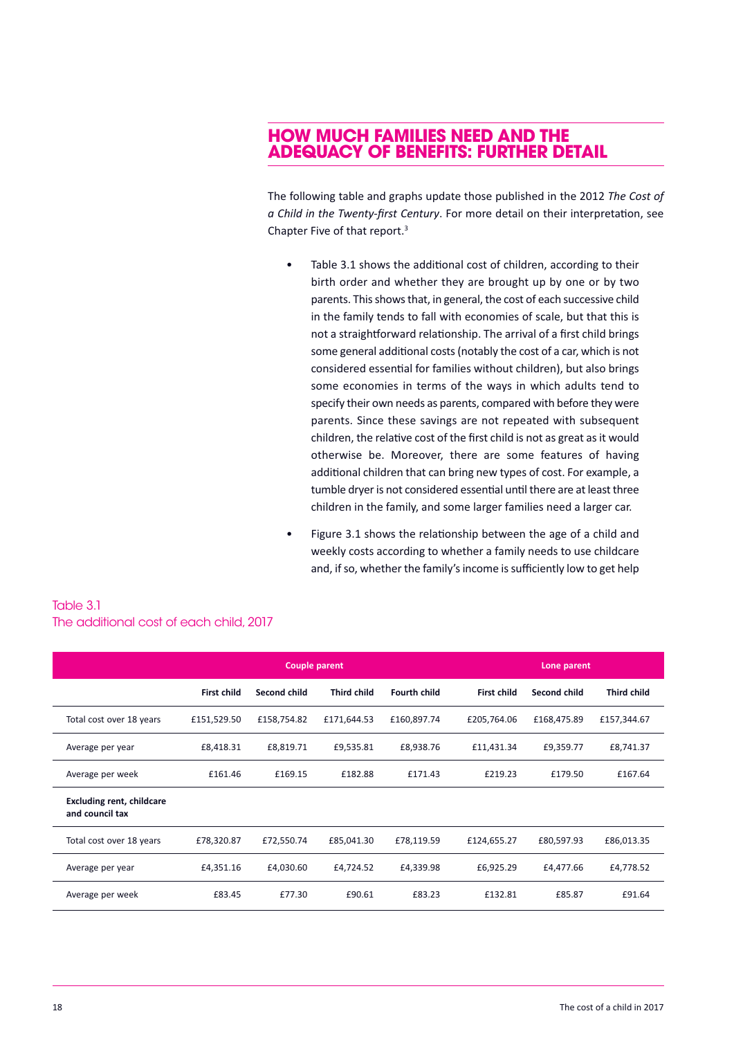# HOW MUCH FAMILIES NEED AND THE ADEQUACY OF BENEFITS: FURTHER DETAIL

The following table and graphs update those published in the 2012 *The Cost of a Child in the Twenty-first Century*. For more detail on their interpretation, see Chapter Five of that report.[3]

- Table 3.1 shows the additional cost of children, according to their birth order and whether they are brought up by one or by two parents. This shows that, in general, the cost of each successive child in the family tends to fall with economies of scale, but that this is not a straightforward relationship. The arrival of a first child brings some general additional costs (notably the cost of a car, which is not considered essential for families without children), but also brings some economies in terms of the ways in which adults tend to specify their own needs as parents, compared with before they were parents. Since these savings are not repeated with subsequent children, the relative cost of the first child is not as great as it would otherwise be. Moreover, there are some features of having additional children that can bring new types of cost. For example, a tumble dryer is not considered essential until there are at least three children in the family, and some larger families need a larger car.

- Figure 3.1 shows the relationship between the age of a child and weekly costs according to whether a family needs to use childcare and, if so, whether the family's income is sufficiently low to get help

Table 3.1
The additional cost of each child, 2017

| | Couple parent | | | | Lone parent | | |
|---|---|---|---|---|---|---|---|
| | **First child** | **Second child** | **Third child** | **Fourth child** | **First child** | **Second child** | **Third child** |
| Total cost over 18 years | £151,529.50 | £158,754.82 | £171,644.53 | £160,897.74 | £205,764.06 | £168,475.89 | £157,344.67 |
| Average per year | £8,418.31 | £8,819.71 | £9,535.81 | £8,938.76 | £11,431.34 | £9,359.77 | £8,741.37 |
| Average per week | £161.46 | £169.15 | £182.88 | £171.43 | £219.23 | £179.50 | £167.64 |
| **Excluding rent, childcare and council tax** | | | | | | | |
| Total cost over 18 years | £78,320.87 | £72,550.74 | £85,041.30 | £78,119.59 | £124,655.27 | £80,597.93 | £86,013.35 |
| Average per year | £4,351.16 | £4,030.60 | £4,724.52 | £4,339.98 | £6,925.29 | £4,477.66 | £4,778.52 |
| Average per week | £83.45 | £77.30 | £90.61 | £83.23 | £132.81 | £85.87 | £91.64 |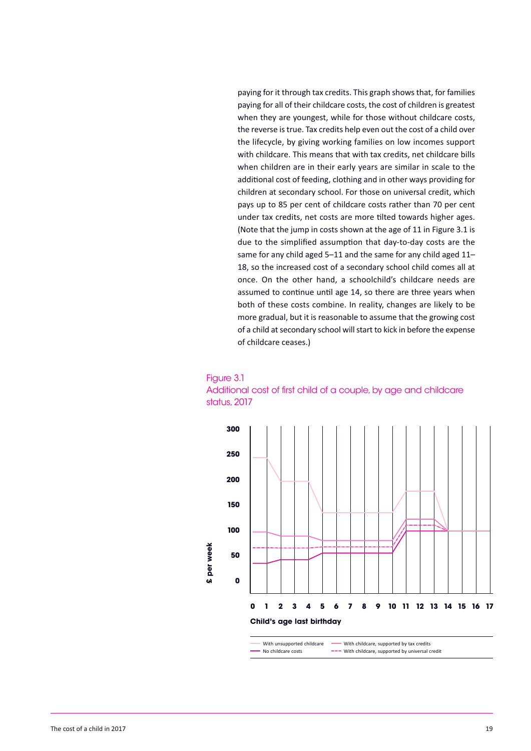paying for it through tax credits. This graph shows that, for families paying for all of their childcare costs, the cost of children is greatest when they are youngest, while for those without childcare costs, the reverse is true. Tax credits help even out the cost of a child over the lifecycle, by giving working families on low incomes support with childcare. This means that with tax credits, net childcare bills when children are in their early years are similar in scale to the additional cost of feeding, clothing and in other ways providing for children at secondary school. For those on universal credit, which pays up to 85 per cent of childcare costs rather than 70 per cent under tax credits, net costs are more tilted towards higher ages. (Note that the jump in costs shown at the age of 11 in Figure 3.1 is due to the simplified assumption that day-to-day costs are the same for any child aged 5–11 and the same for any child aged 11–18, so the increased cost of a secondary school child comes all at once. On the other hand, a schoolchild's childcare needs are assumed to continue until age 14, so there are three years when both of these costs combine. In reality, changes are likely to be more gradual, but it is reasonable to assume that the growing cost of a child at secondary school will start to kick in before the expense of childcare ceases.)

Figure 3.1
Additional cost of first child of a couple, by age and childcare status, 2017

£ per week: 0, 50, 100, 150, 200, 250, 300

Child's age last birthday: 0 1 2 3 4 5 6 7 8 9 10 11 12 13 14 15 16 17

With unsupported childcare; With childcare, supported by tax credits; No childcare costs; With childcare, supported by universal credit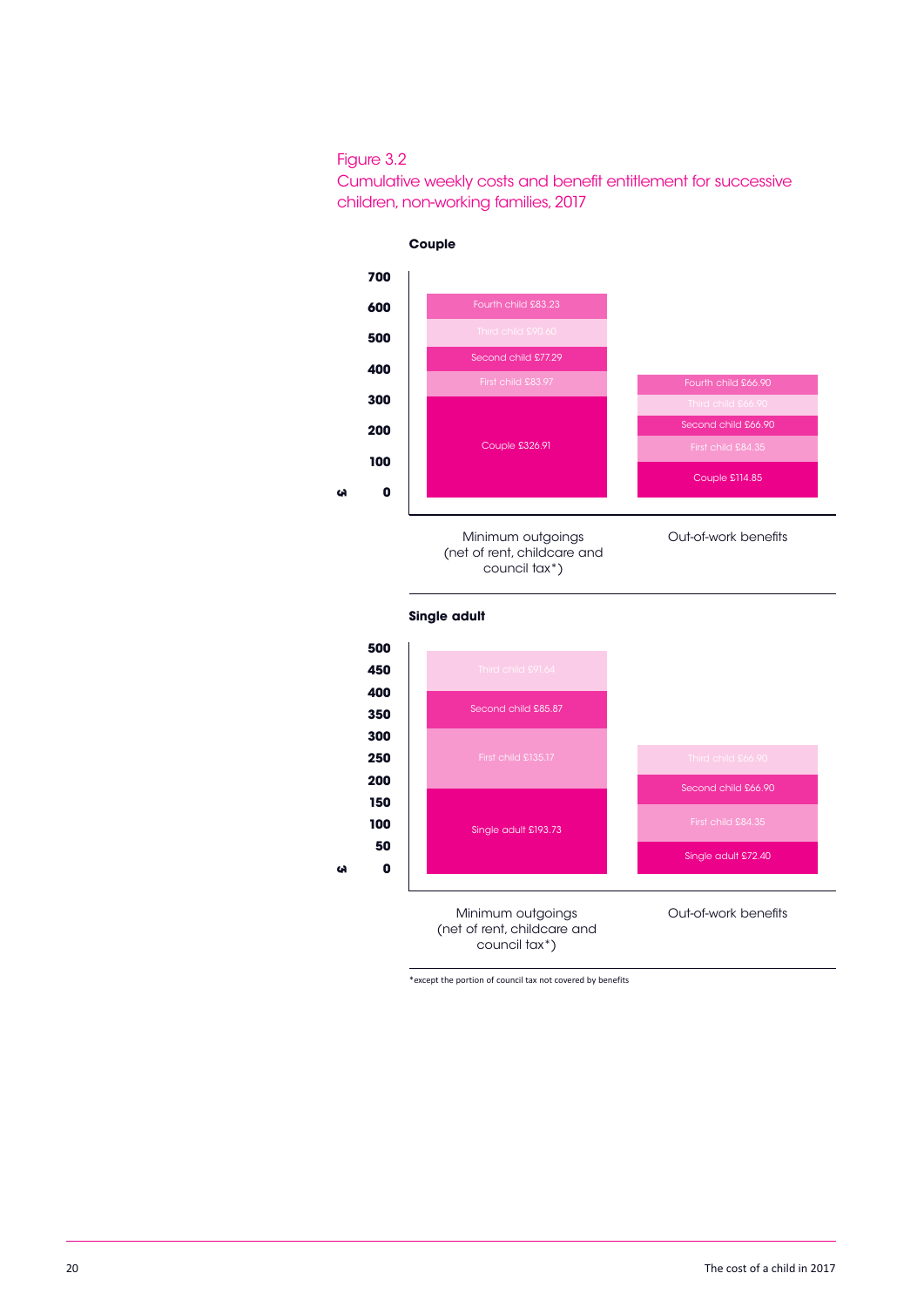Figure 3.2

Cumulative weekly costs and benefit entitlement for successive children, non-working families, 2017

**Couple**

| | Minimum outgoings (net of rent, childcare and council tax*) | Out-of-work benefits |
|---|---|---|
| Fourth child | £83.23 | £66.90 |
| Third child | £90.60 | £66.90 |
| Second child | £77.29 | £66.90 |
| First child | £83.97 | £84.35 |
| Couple | £326.91 | £114.85 |

**Single adult**

| | Minimum outgoings (net of rent, childcare and council tax*) | Out-of-work benefits |
|---|---|---|
| Third child | £91.64 | £66.90 |
| Second child | £85.87 | £66.90 |
| First child | £135.17 | £84.35 |
| Single adult | £193.73 | £72.40 |

*except the portion of council tax not covered by benefits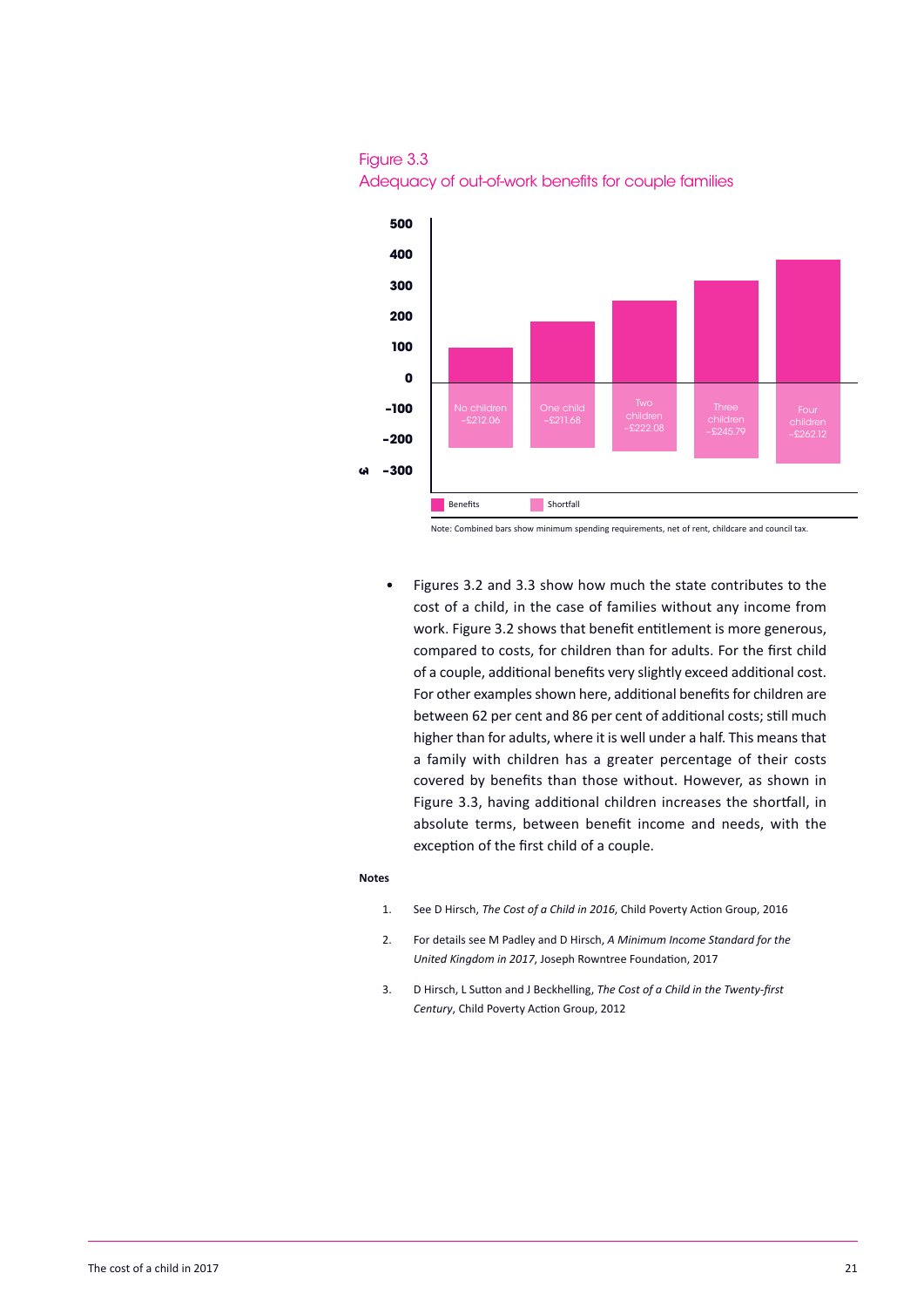Figure 3.3
Adequacy of out-of-work benefits for couple families

| | No children | One child | Two children | Three children | Four children |
|---|---|---|---|---|---|
| Shortfall | -£212.06 | -£211.68 | -£222.08 | -£245.79 | -£262.12 |

Note: Combined bars show minimum spending requirements, net of rent, childcare and council tax.

- Figures 3.2 and 3.3 show how much the state contributes to the cost of a child, in the case of families without any income from work. Figure 3.2 shows that benefit entitlement is more generous, compared to costs, for children than for adults. For the first child of a couple, additional benefits very slightly exceed additional cost. For other examples shown here, additional benefits for children are between 62 per cent and 86 per cent of additional costs; still much higher than for adults, where it is well under a half. This means that a family with children has a greater percentage of their costs covered by benefits than those without. However, as shown in Figure 3.3, having additional children increases the shortfall, in absolute terms, between benefit income and needs, with the exception of the first child of a couple.

**Notes**

1. See D Hirsch, *The Cost of a Child in 2016*, Child Poverty Action Group, 2016
2. For details see M Padley and D Hirsch, *A Minimum Income Standard for the United Kingdom in 2017*, Joseph Rowntree Foundation, 2017
3. D Hirsch, L Sutton and J Beckhelling, *The Cost of a Child in the Twenty-first Century*, Child Poverty Action Group, 2012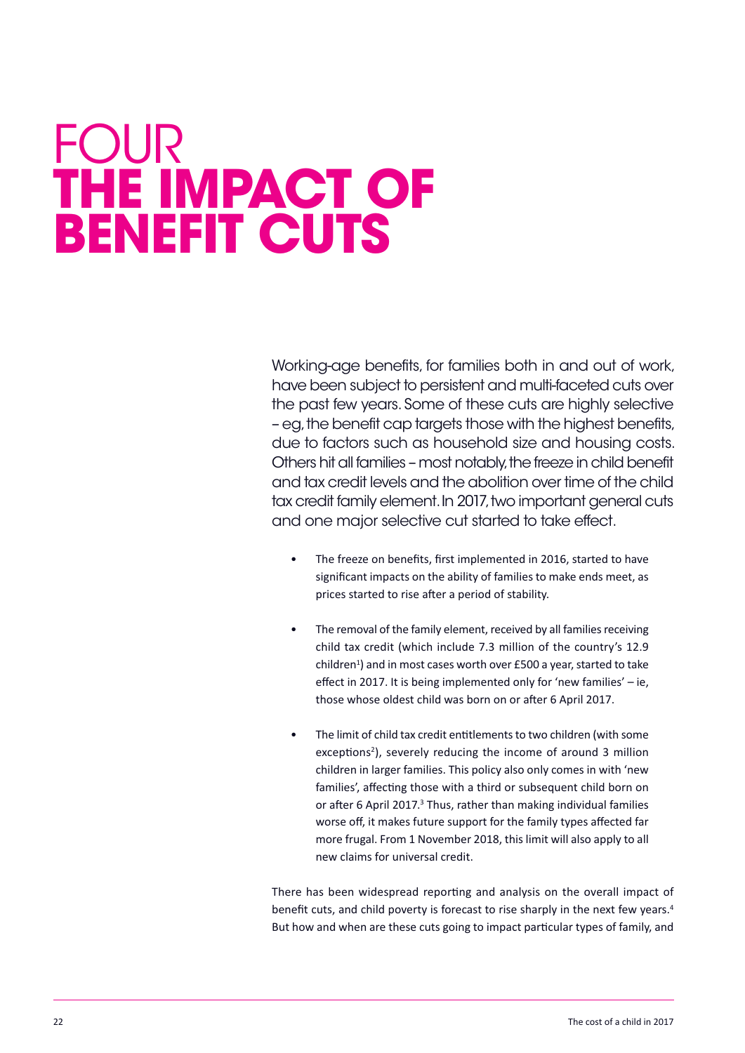# FOUR THE IMPACT OF BENEFIT CUTS

Working-age benefits, for families both in and out of work, have been subject to persistent and multi-faceted cuts over the past few years. Some of these cuts are highly selective – eg, the benefit cap targets those with the highest benefits, due to factors such as household size and housing costs. Others hit all families – most notably, the freeze in child benefit and tax credit levels and the abolition over time of the child tax credit family element. In 2017, two important general cuts and one major selective cut started to take effect.

- The freeze on benefits, first implemented in 2016, started to have significant impacts on the ability of families to make ends meet, as prices started to rise after a period of stability.
- The removal of the family element, received by all families receiving child tax credit (which include 7.3 million of the country's 12.9 children[1]) and in most cases worth over £500 a year, started to take effect in 2017. It is being implemented only for 'new families' – ie, those whose oldest child was born on or after 6 April 2017.
- The limit of child tax credit entitlements to two children (with some exceptions[2]), severely reducing the income of around 3 million children in larger families. This policy also only comes in with 'new families', affecting those with a third or subsequent child born on or after 6 April 2017.[3] Thus, rather than making individual families worse off, it makes future support for the family types affected far more frugal. From 1 November 2018, this limit will also apply to all new claims for universal credit.

There has been widespread reporting and analysis on the overall impact of benefit cuts, and child poverty is forecast to rise sharply in the next few years.[4] But how and when are these cuts going to impact particular types of family, and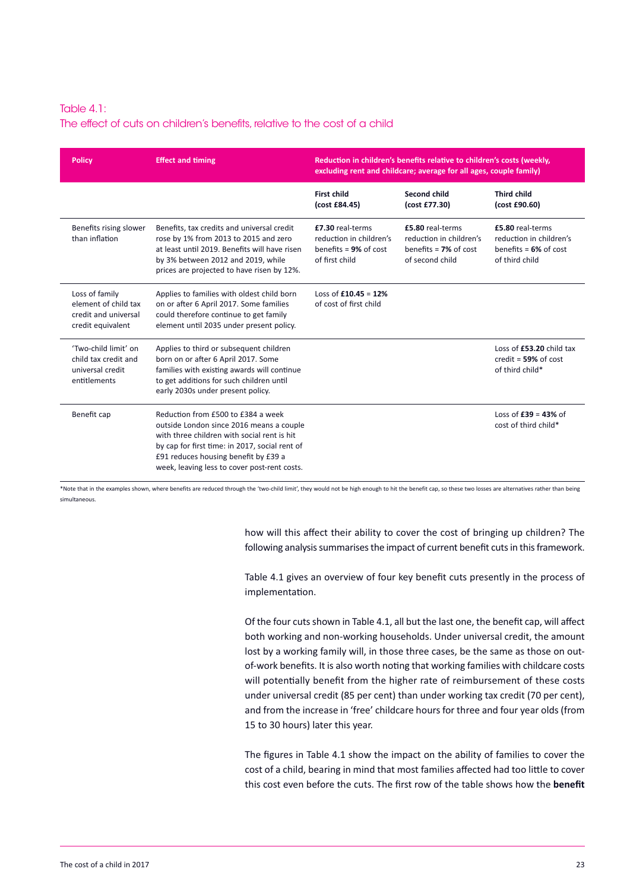Table 4.1:
The effect of cuts on children's benefits, relative to the cost of a child

| Policy | Effect and timing | Reduction in children's benefits relative to children's costs (weekly, excluding rent and childcare; average for all ages, couple family) | | |
|---|---|---|---|---|
| | | **First child (cost £84.45)** | **Second child (cost £77.30)** | **Third child (cost £90.60)** |
| Benefits rising slower than inflation | Benefits, tax credits and universal credit rose by 1% from 2013 to 2015 and zero at least until 2019. Benefits will have risen by 3% between 2012 and 2019, while prices are projected to have risen by 12%. | **£7.30** real-terms reduction in children's benefits = **9%** of cost of first child | **£5.80** real-terms reduction in children's benefits = **7%** of cost of second child | **£5.80** real-terms reduction in children's benefits = **6%** of cost of third child |
| Loss of family element of child tax credit and universal credit equivalent | Applies to families with oldest child born on or after 6 April 2017. Some families could therefore continue to get family element until 2035 under present policy. | Loss of **£10.45** = **12%** of cost of first child | | |
| 'Two-child limit' on child tax credit and universal credit entitlements | Applies to third or subsequent children born on or after 6 April 2017. Some families with existing awards will continue to get additions for such children until early 2030s under present policy. | | | Loss of **£53.20** child tax credit = **59%** of cost of third child* |
| Benefit cap | Reduction from £500 to £384 a week outside London since 2016 means a couple with three children with social rent is hit by cap for first time: in 2017, social rent of £91 reduces housing benefit by £39 a week, leaving less to cover post-rent costs. | | | Loss of **£39** = **43%** of cost of third child* |

*Note that in the examples shown, where benefits are reduced through the 'two-child limit', they would not be high enough to hit the benefit cap, so these two losses are alternatives rather than being simultaneous.

how will this affect their ability to cover the cost of bringing up children? The following analysis summarises the impact of current benefit cuts in this framework.

Table 4.1 gives an overview of four key benefit cuts presently in the process of implementation.

Of the four cuts shown in Table 4.1, all but the last one, the benefit cap, will affect both working and non-working households. Under universal credit, the amount lost by a working family will, in those three cases, be the same as those on out-of-work benefits. It is also worth noting that working families with childcare costs will potentially benefit from the higher rate of reimbursement of these costs under universal credit (85 per cent) than under working tax credit (70 per cent), and from the increase in 'free' childcare hours for three and four year olds (from 15 to 30 hours) later this year.

The figures in Table 4.1 show the impact on the ability of families to cover the cost of a child, bearing in mind that most families affected had too little to cover this cost even before the cuts. The first row of the table shows how the **benefit**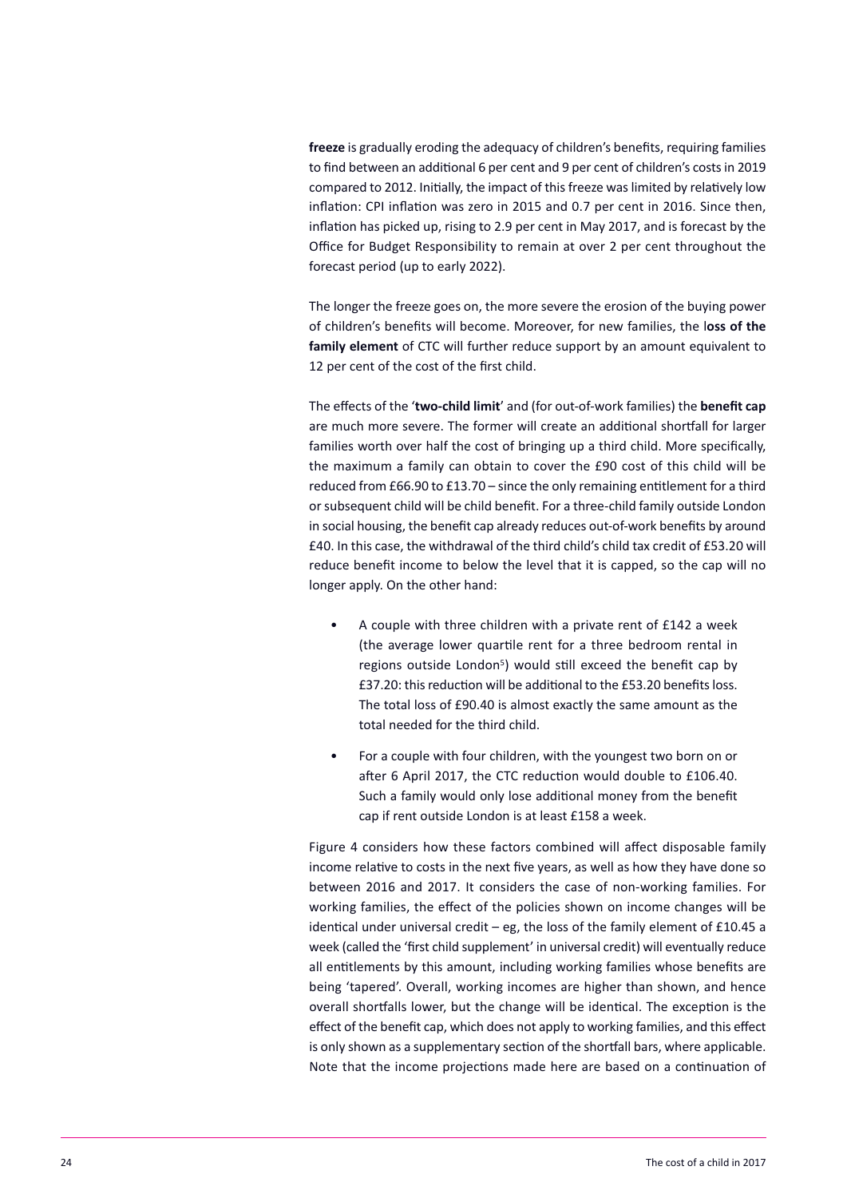**freeze** is gradually eroding the adequacy of children's benefits, requiring families to find between an additional 6 per cent and 9 per cent of children's costs in 2019 compared to 2012. Initially, the impact of this freeze was limited by relatively low inflation: CPI inflation was zero in 2015 and 0.7 per cent in 2016. Since then, inflation has picked up, rising to 2.9 per cent in May 2017, and is forecast by the Office for Budget Responsibility to remain at over 2 per cent throughout the forecast period (up to early 2022).

The longer the freeze goes on, the more severe the erosion of the buying power of children's benefits will become. Moreover, for new families, the l**oss of the family element** of CTC will further reduce support by an amount equivalent to 12 per cent of the cost of the first child.

The effects of the '**two-child limit**' and (for out-of-work families) the **benefit cap** are much more severe. The former will create an additional shortfall for larger families worth over half the cost of bringing up a third child. More specifically, the maximum a family can obtain to cover the £90 cost of this child will be reduced from £66.90 to £13.70 – since the only remaining entitlement for a third or subsequent child will be child benefit. For a three-child family outside London in social housing, the benefit cap already reduces out-of-work benefits by around £40. In this case, the withdrawal of the third child's child tax credit of £53.20 will reduce benefit income to below the level that it is capped, so the cap will no longer apply. On the other hand:

- A couple with three children with a private rent of £142 a week (the average lower quartile rent for a three bedroom rental in regions outside London[5]) would still exceed the benefit cap by £37.20: this reduction will be additional to the £53.20 benefits loss. The total loss of £90.40 is almost exactly the same amount as the total needed for the third child.
- For a couple with four children, with the youngest two born on or after 6 April 2017, the CTC reduction would double to £106.40. Such a family would only lose additional money from the benefit cap if rent outside London is at least £158 a week.

Figure 4 considers how these factors combined will affect disposable family income relative to costs in the next five years, as well as how they have done so between 2016 and 2017. It considers the case of non-working families. For working families, the effect of the policies shown on income changes will be identical under universal credit – eg, the loss of the family element of £10.45 a week (called the 'first child supplement' in universal credit) will eventually reduce all entitlements by this amount, including working families whose benefits are being 'tapered'. Overall, working incomes are higher than shown, and hence overall shortfalls lower, but the change will be identical. The exception is the effect of the benefit cap, which does not apply to working families, and this effect is only shown as a supplementary section of the shortfall bars, where applicable. Note that the income projections made here are based on a continuation of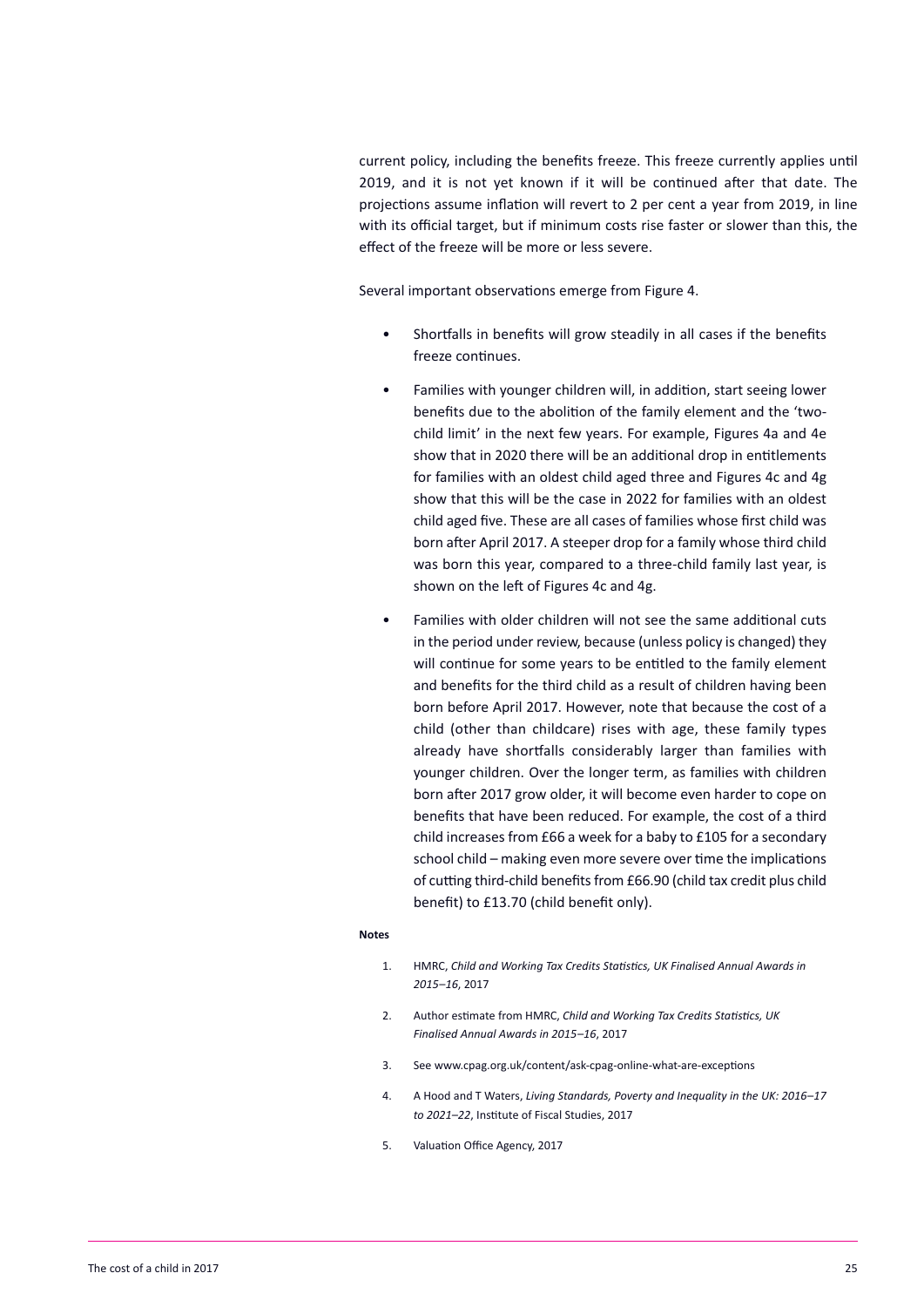current policy, including the benefits freeze. This freeze currently applies until 2019, and it is not yet known if it will be continued after that date. The projections assume inflation will revert to 2 per cent a year from 2019, in line with its official target, but if minimum costs rise faster or slower than this, the effect of the freeze will be more or less severe.

Several important observations emerge from Figure 4.

- Shortfalls in benefits will grow steadily in all cases if the benefits freeze continues.
- Families with younger children will, in addition, start seeing lower benefits due to the abolition of the family element and the 'two-child limit' in the next few years. For example, Figures 4a and 4e show that in 2020 there will be an additional drop in entitlements for families with an oldest child aged three and Figures 4c and 4g show that this will be the case in 2022 for families with an oldest child aged five. These are all cases of families whose first child was born after April 2017. A steeper drop for a family whose third child was born this year, compared to a three-child family last year, is shown on the left of Figures 4c and 4g.
- Families with older children will not see the same additional cuts in the period under review, because (unless policy is changed) they will continue for some years to be entitled to the family element and benefits for the third child as a result of children having been born before April 2017. However, note that because the cost of a child (other than childcare) rises with age, these family types already have shortfalls considerably larger than families with younger children. Over the longer term, as families with children born after 2017 grow older, it will become even harder to cope on benefits that have been reduced. For example, the cost of a third child increases from £66 a week for a baby to £105 for a secondary school child – making even more severe over time the implications of cutting third-child benefits from £66.90 (child tax credit plus child benefit) to £13.70 (child benefit only).

**Notes**

1. HMRC, *Child and Working Tax Credits Statistics, UK Finalised Annual Awards in 2015–16*, 2017
2. Author estimate from HMRC, *Child and Working Tax Credits Statistics, UK Finalised Annual Awards in 2015–16*, 2017
3. See www.cpag.org.uk/content/ask-cpag-online-what-are-exceptions
4. A Hood and T Waters, *Living Standards, Poverty and Inequality in the UK: 2016–17 to 2021–22*, Institute of Fiscal Studies, 2017
5. Valuation Office Agency, 2017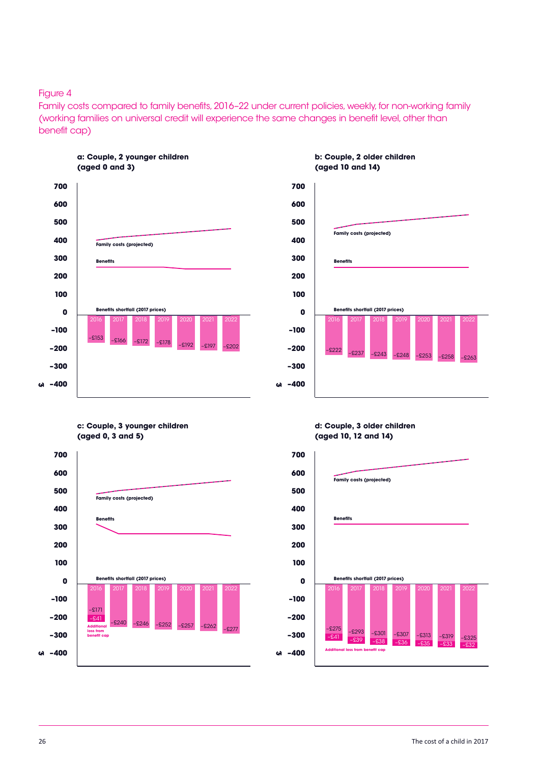Figure 4
Family costs compared to family benefits, 2016–22 under current policies, weekly, for non-working family (working families on universal credit will experience the same changes in benefit level, other than benefit cap)

**a: Couple, 2 younger children (aged 0 and 3)**

Family costs (projected)

Benefits

Benefits shortfall (2017 prices)

| 2016 | 2017 | 2018 | 2019 | 2020 | 2021 | 2022 |
|---|---|---|---|---|---|---|
| -£153 | -£166 | -£172 | -£178 | -£192 | -£197 | -£202 |

**b: Couple, 2 older children (aged 10 and 14)**

Family costs (projected)

Benefits

Benefits shortfall (2017 prices)

| 2016 | 2017 | 2018 | 2019 | 2020 | 2021 | 2022 |
|---|---|---|---|---|---|---|
| -£222 | -£237 | -£243 | -£248 | -£253 | -£258 | -£263 |

**c: Couple, 3 younger children (aged 0, 3 and 5)**

Family costs (projected)

Benefits

Benefits shortfall (2017 prices)

| | 2016 | 2017 | 2018 | 2019 | 2020 | 2021 | 2022 |
|---|---|---|---|---|---|---|---|
| Benefits shortfall | -£171 | -£240 | -£246 | -£252 | -£257 | -£262 | -£277 |
| Additional loss from benefit cap | -£41 | | | | | | |

**d: Couple, 3 older children (aged 10, 12 and 14)**

Family costs (projected)

Benefits

Benefits shortfall (2017 prices)

| | 2016 | 2017 | 2018 | 2019 | 2020 | 2021 | 2022 |
|---|---|---|---|---|---|---|---|
| Benefits shortfall | -£275 | -£293 | -£301 | -£307 | -£313 | -£319 | -£325 |
| Additional loss from benefit cap | -£41 | -£39 | -£38 | -£36 | -£35 | -£33 | -£32 |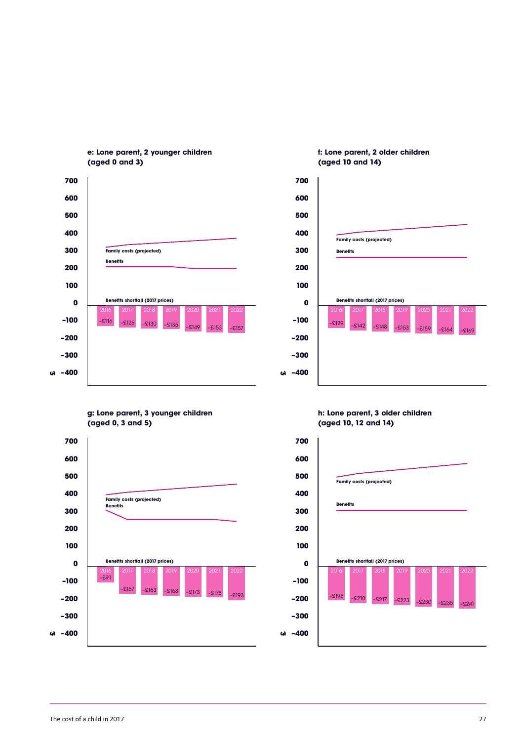**e: Lone parent, 2 younger children (aged 0 and 3)**

Family costs (projected)

Benefits

Benefits shortfall (2017 prices)

| 2016 | 2017 | 2018 | 2019 | 2020 | 2021 | 2022 |
|---|---|---|---|---|---|---|
| -£116 | -£125 | -£130 | -£135 | -£149 | -£153 | -£157 |

**f: Lone parent, 2 older children (aged 10 and 14)**

Family costs (projected)

Benefits

Benefits shortfall (2017 prices)

| 2016 | 2017 | 2018 | 2019 | 2020 | 2021 | 2022 |
|---|---|---|---|---|---|---|
| -£129 | -£142 | -£148 | -£153 | -£159 | -£164 | -£169 |

**g: Lone parent, 3 younger children (aged 0, 3 and 5)**

Family costs (projected)

Benefits

Benefits shortfall (2017 prices)

| 2016 | 2017 | 2018 | 2019 | 2020 | 2021 | 2022 |
|---|---|---|---|---|---|---|
| -£91 | -£157 | -£163 | -£168 | -£173 | -£178 | -£193 |

**h: Lone parent, 3 older children (aged 10, 12 and 14)**

Family costs (projected)

Benefits

Benefits shortfall (2017 prices)

| 2016 | 2017 | 2018 | 2019 | 2020 | 2021 | 2022 |
|---|---|---|---|---|---|---|
| -£195 | -£210 | -£217 | -£223 | -£230 | -£235 | -£241 |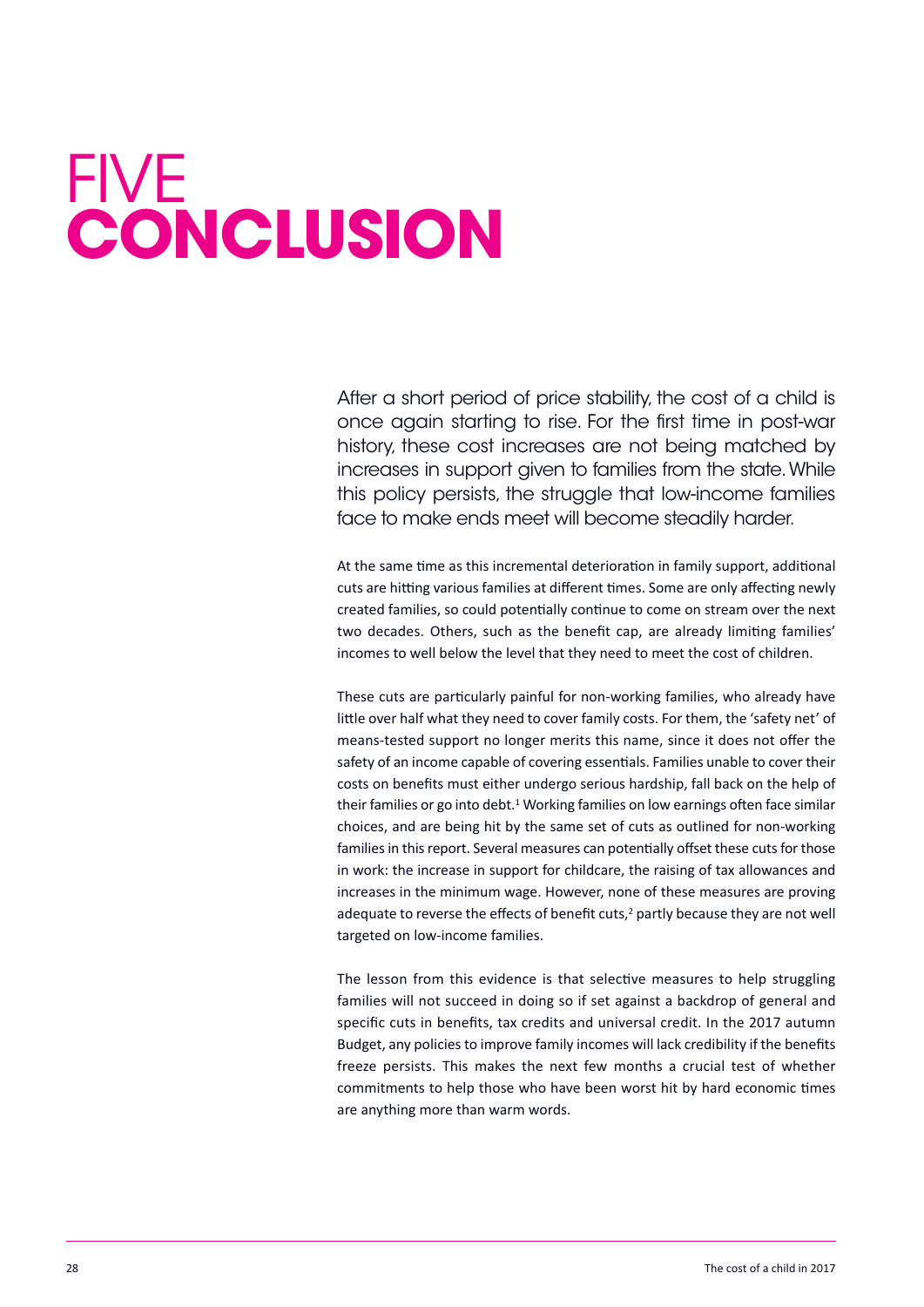# FIVE **CONCLUSION**

After a short period of price stability, the cost of a child is once again starting to rise. For the first time in post-war history, these cost increases are not being matched by increases in support given to families from the state. While this policy persists, the struggle that low-income families face to make ends meet will become steadily harder.

At the same time as this incremental deterioration in family support, additional cuts are hitting various families at different times. Some are only affecting newly created families, so could potentially continue to come on stream over the next two decades. Others, such as the benefit cap, are already limiting families' incomes to well below the level that they need to meet the cost of children.

These cuts are particularly painful for non-working families, who already have little over half what they need to cover family costs. For them, the 'safety net' of means-tested support no longer merits this name, since it does not offer the safety of an income capable of covering essentials. Families unable to cover their costs on benefits must either undergo serious hardship, fall back on the help of their families or go into debt.[1] Working families on low earnings often face similar choices, and are being hit by the same set of cuts as outlined for non-working families in this report. Several measures can potentially offset these cuts for those in work: the increase in support for childcare, the raising of tax allowances and increases in the minimum wage. However, none of these measures are proving adequate to reverse the effects of benefit cuts,[2] partly because they are not well targeted on low-income families.

The lesson from this evidence is that selective measures to help struggling families will not succeed in doing so if set against a backdrop of general and specific cuts in benefits, tax credits and universal credit. In the 2017 autumn Budget, any policies to improve family incomes will lack credibility if the benefits freeze persists. This makes the next few months a crucial test of whether commitments to help those who have been worst hit by hard economic times are anything more than warm words.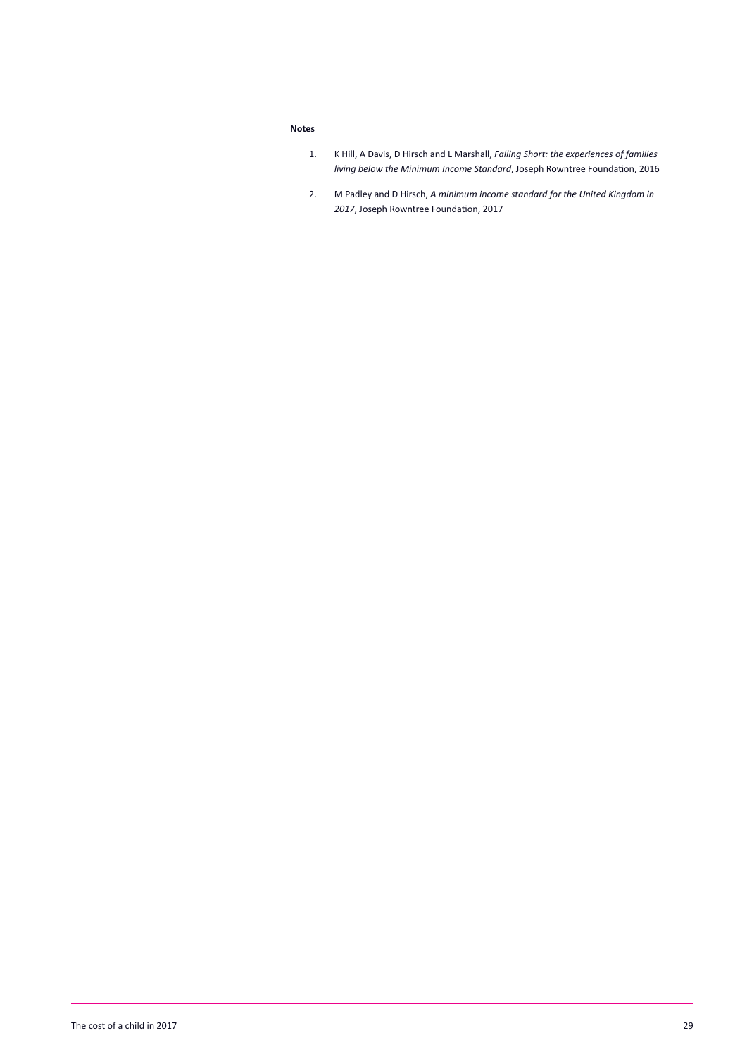**Notes**

1. K Hill, A Davis, D Hirsch and L Marshall, *Falling Short: the experiences of families living below the Minimum Income Standard*, Joseph Rowntree Foundation, 2016

2. M Padley and D Hirsch, *A minimum income standard for the United Kingdom in 2017*, Joseph Rowntree Foundation, 2017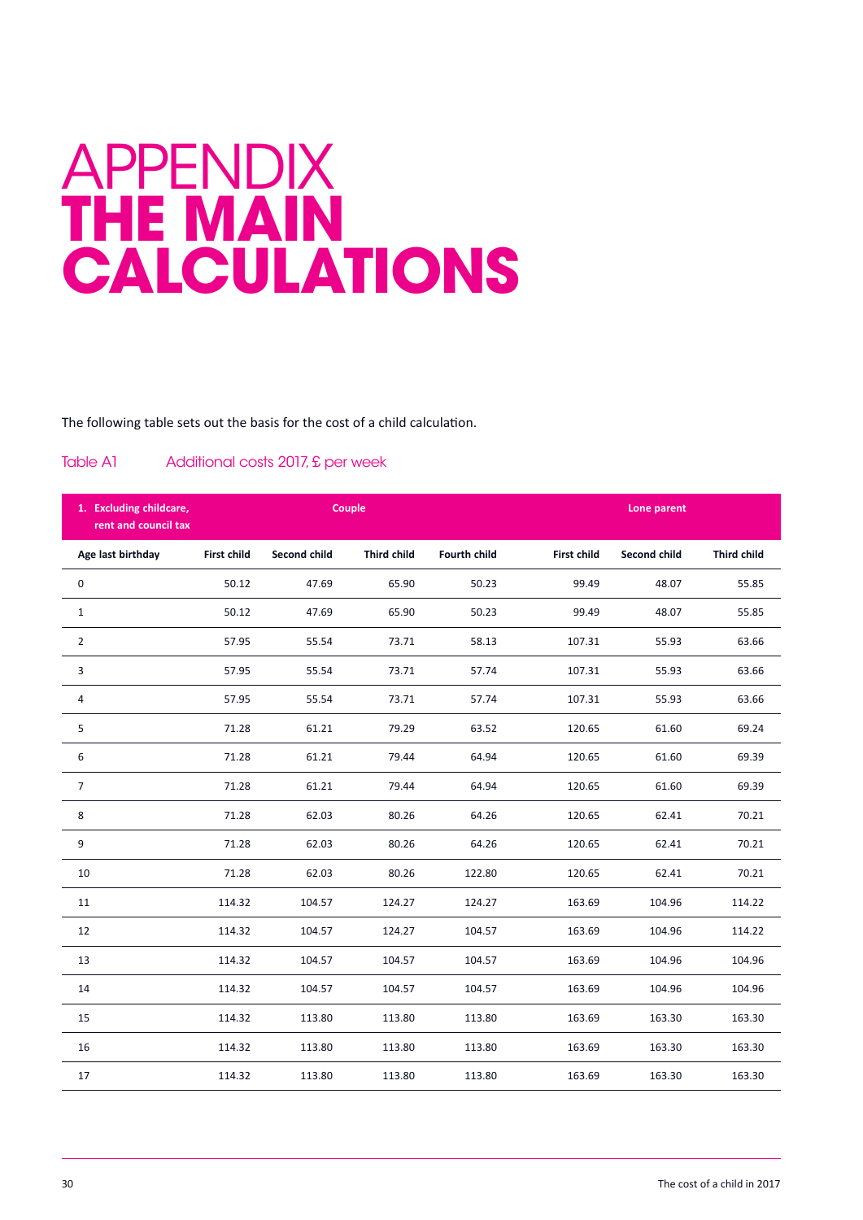# APPENDIX THE MAIN CALCULATIONS

The following table sets out the basis for the cost of a child calculation.

Table A1 Additional costs 2017, £ per week

| 1. Excluding childcare, rent and council tax | Couple | | | | Lone parent | | |
|---|---|---|---|---|---|---|---|
| Age last birthday | First child | Second child | Third child | Fourth child | First child | Second child | Third child |
| 0 | 50.12 | 47.69 | 65.90 | 50.23 | 99.49 | 48.07 | 55.85 |
| 1 | 50.12 | 47.69 | 65.90 | 50.23 | 99.49 | 48.07 | 55.85 |
| 2 | 57.95 | 55.54 | 73.71 | 58.13 | 107.31 | 55.93 | 63.66 |
| 3 | 57.95 | 55.54 | 73.71 | 57.74 | 107.31 | 55.93 | 63.66 |
| 4 | 57.95 | 55.54 | 73.71 | 57.74 | 107.31 | 55.93 | 63.66 |
| 5 | 71.28 | 61.21 | 79.29 | 63.52 | 120.65 | 61.60 | 69.24 |
| 6 | 71.28 | 61.21 | 79.44 | 64.94 | 120.65 | 61.60 | 69.39 |
| 7 | 71.28 | 61.21 | 79.44 | 64.94 | 120.65 | 61.60 | 69.39 |
| 8 | 71.28 | 62.03 | 80.26 | 64.26 | 120.65 | 62.41 | 70.21 |
| 9 | 71.28 | 62.03 | 80.26 | 64.26 | 120.65 | 62.41 | 70.21 |
| 10 | 71.28 | 62.03 | 80.26 | 122.80 | 120.65 | 62.41 | 70.21 |
| 11 | 114.32 | 104.57 | 124.27 | 124.27 | 163.69 | 104.96 | 114.22 |
| 12 | 114.32 | 104.57 | 124.27 | 104.57 | 163.69 | 104.96 | 114.22 |
| 13 | 114.32 | 104.57 | 104.57 | 104.57 | 163.69 | 104.96 | 104.96 |
| 14 | 114.32 | 104.57 | 104.57 | 104.57 | 163.69 | 104.96 | 104.96 |
| 15 | 114.32 | 113.80 | 113.80 | 113.80 | 163.69 | 163.30 | 163.30 |
| 16 | 114.32 | 113.80 | 113.80 | 113.80 | 163.69 | 163.30 | 163.30 |
| 17 | 114.32 | 113.80 | 113.80 | 113.80 | 163.69 | 163.30 | 163.30 |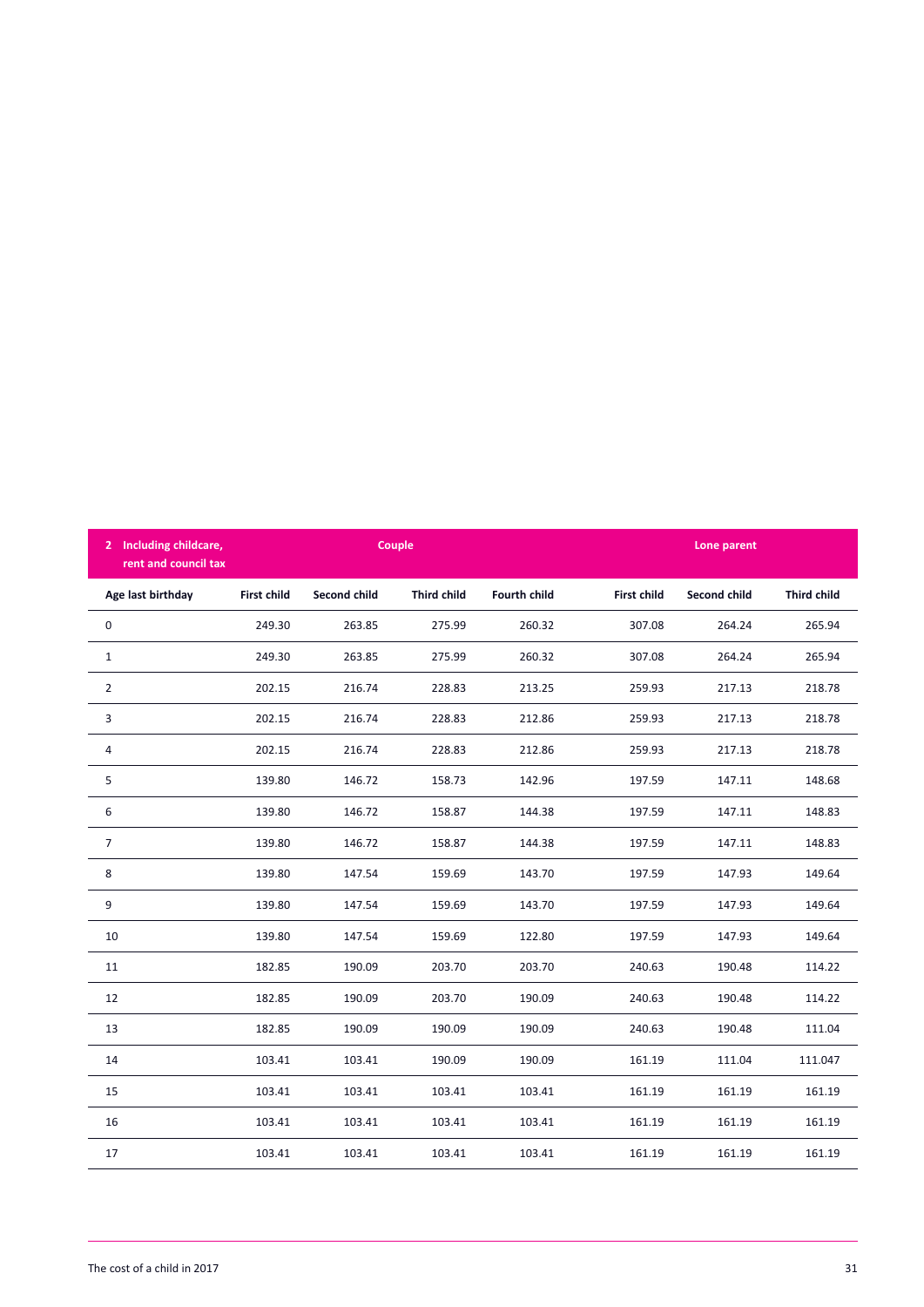| 2 Including childcare, rent and council tax | Couple | | | | Lone parent | | |
|---|---|---|---|---|---|---|---|
| Age last birthday | First child | Second child | Third child | Fourth child | First child | Second child | Third child |
| 0 | 249.30 | 263.85 | 275.99 | 260.32 | 307.08 | 264.24 | 265.94 |
| 1 | 249.30 | 263.85 | 275.99 | 260.32 | 307.08 | 264.24 | 265.94 |
| 2 | 202.15 | 216.74 | 228.83 | 213.25 | 259.93 | 217.13 | 218.78 |
| 3 | 202.15 | 216.74 | 228.83 | 212.86 | 259.93 | 217.13 | 218.78 |
| 4 | 202.15 | 216.74 | 228.83 | 212.86 | 259.93 | 217.13 | 218.78 |
| 5 | 139.80 | 146.72 | 158.73 | 142.96 | 197.59 | 147.11 | 148.68 |
| 6 | 139.80 | 146.72 | 158.87 | 144.38 | 197.59 | 147.11 | 148.83 |
| 7 | 139.80 | 146.72 | 158.87 | 144.38 | 197.59 | 147.11 | 148.83 |
| 8 | 139.80 | 147.54 | 159.69 | 143.70 | 197.59 | 147.93 | 149.64 |
| 9 | 139.80 | 147.54 | 159.69 | 143.70 | 197.59 | 147.93 | 149.64 |
| 10 | 139.80 | 147.54 | 159.69 | 122.80 | 197.59 | 147.93 | 149.64 |
| 11 | 182.85 | 190.09 | 203.70 | 203.70 | 240.63 | 190.48 | 114.22 |
| 12 | 182.85 | 190.09 | 203.70 | 190.09 | 240.63 | 190.48 | 114.22 |
| 13 | 182.85 | 190.09 | 190.09 | 190.09 | 240.63 | 190.48 | 111.04 |
| 14 | 103.41 | 103.41 | 190.09 | 190.09 | 161.19 | 111.04 | 111.047 |
| 15 | 103.41 | 103.41 | 103.41 | 103.41 | 161.19 | 161.19 | 161.19 |
| 16 | 103.41 | 103.41 | 103.41 | 103.41 | 161.19 | 161.19 | 161.19 |
| 17 | 103.41 | 103.41 | 103.41 | 103.41 | 161.19 | 161.19 | 161.19 |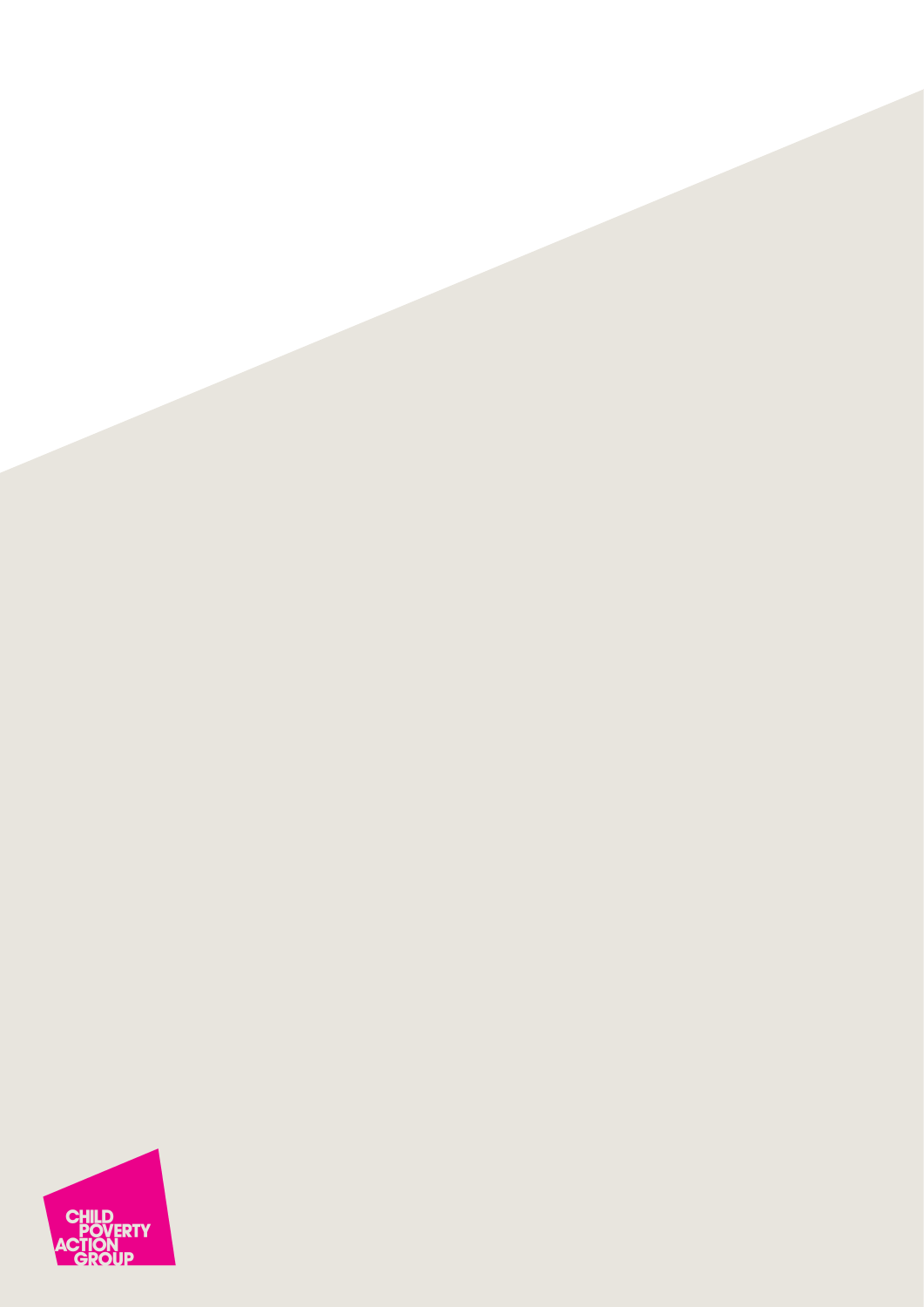CHILD
POVERTY
ACTION
GROUP